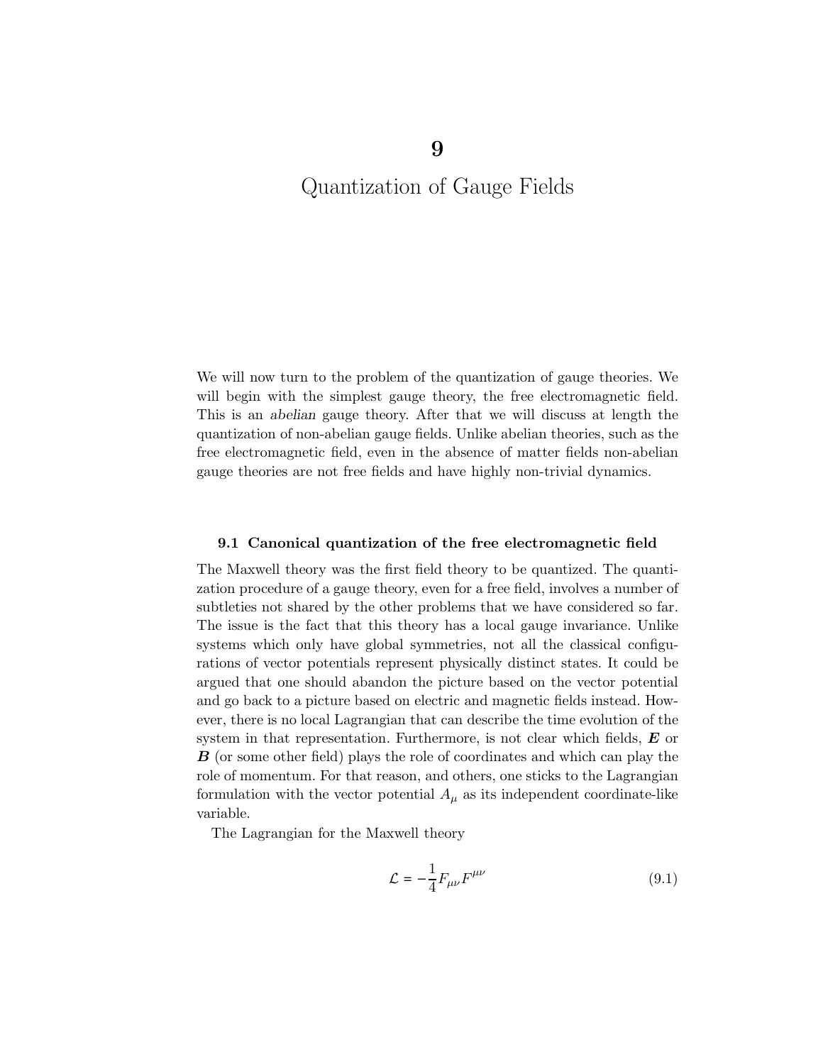// Chapter number "9" is rendered inside the chapter heading below.

# 9 Quantization of Gauge Fields

We will now turn to the problem of the quantization of gauge theories. We will begin with the simplest gauge theory, the free electromagnetic field. This is an *abelian* gauge theory. After that we will discuss at length the quantization of non-abelian gauge fields. Unlike abelian theories, such as the free electromagnetic field, even in the absence of matter fields non-abelian gauge theories are not free fields and have highly non-trivial dynamics.

## 9.1 Canonical quantization of the free electromagnetic field

The Maxwell theory was the first field theory to be quantized. The quantization procedure of a gauge theory, even for a free field, involves a number of subtleties not shared by the other problems that we have considered so far. The issue is the fact that this theory has a local gauge invariance. Unlike systems which only have global symmetries, not all the classical configurations of vector potentials represent physically distinct states. It could be argued that one should abandon the picture based on the vector potential and go back to a picture based on electric and magnetic fields instead. However, there is no local Lagrangian that can describe the time evolution of the system in that representation. Furthermore, is not clear which fields, $\boldsymbol{E}$ or $\boldsymbol{B}$ (or some other field) plays the role of coordinates and which can play the role of momentum. For that reason, and others, one sticks to the Lagrangian formulation with the vector potential $A_\mu$ as its independent coordinate-like variable.

The Lagrangian for the Maxwell theory

$$\mathcal{L} = -\frac{1}{4} F_{\mu\nu} F^{\mu\nu} \tag{9.1}$$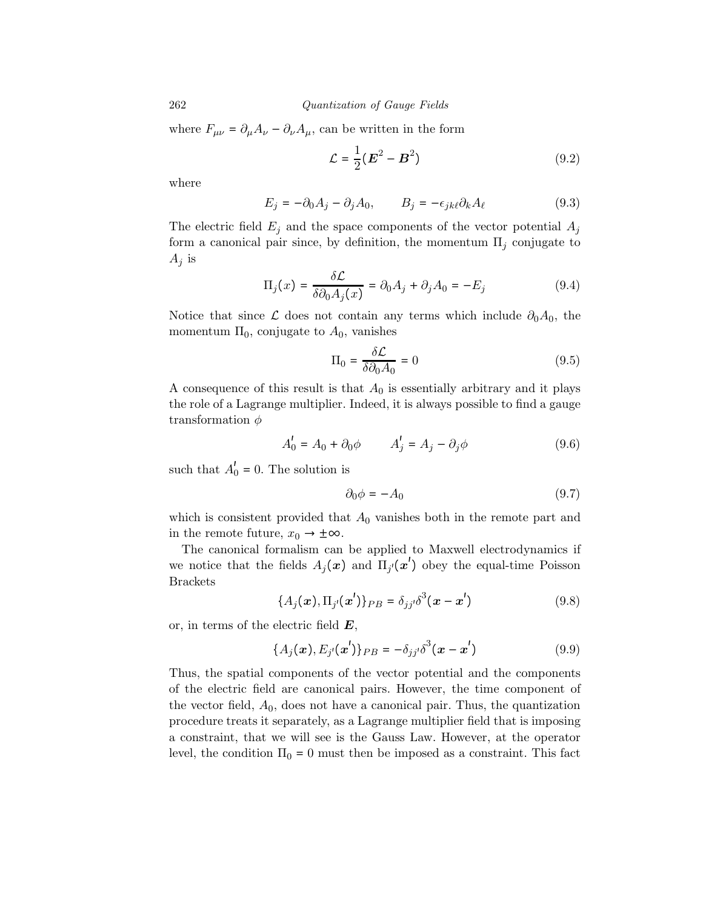where $F_{\mu\nu} = \partial_\mu A_\nu - \partial_\nu A_\mu$, can be written in the form

$$\mathcal{L} = \frac{1}{2}(\boldsymbol{E}^2 - \boldsymbol{B}^2) \tag{9.2}$$

where

$$E_j = -\partial_0 A_j - \partial_j A_0, \qquad B_j = -\epsilon_{jk\ell}\partial_k A_\ell \tag{9.3}$$

The electric field $E_j$ and the space components of the vector potential $A_j$ form a canonical pair since, by definition, the momentum $\Pi_j$ conjugate to $A_j$ is

$$\Pi_j(x) = \frac{\delta\mathcal{L}}{\delta\partial_0 A_j(x)} = \partial_0 A_j + \partial_j A_0 = -E_j \tag{9.4}$$

Notice that since $\mathcal{L}$ does not contain any terms which include $\partial_0 A_0$, the momentum $\Pi_0$, conjugate to $A_0$, vanishes

$$\Pi_0 = \frac{\delta\mathcal{L}}{\delta\partial_0 A_0} = 0 \tag{9.5}$$

A consequence of this result is that $A_0$ is essentially arbitrary and it plays the role of a Lagrange multiplier. Indeed, it is always possible to find a gauge transformation $\phi$

$$A_0' = A_0 + \partial_0\phi \qquad A_j' = A_j - \partial_j\phi \tag{9.6}$$

such that $A_0' = 0$. The solution is

$$\partial_0\phi = -A_0 \tag{9.7}$$

which is consistent provided that $A_0$ vanishes both in the remote part and in the remote future, $x_0 \to \pm\infty$.

The canonical formalism can be applied to Maxwell electrodynamics if we notice that the fields $A_j(\boldsymbol{x})$ and $\Pi_{j'}(\boldsymbol{x}')$ obey the equal-time Poisson Brackets

$$\{A_j(\boldsymbol{x}), \Pi_{j'}(\boldsymbol{x}')\}_{PB} = \delta_{jj'}\delta^3(\boldsymbol{x} - \boldsymbol{x}') \tag{9.8}$$

or, in terms of the electric field $\boldsymbol{E}$,

$$\{A_j(\boldsymbol{x}), E_{j'}(\boldsymbol{x}')\}_{PB} = -\delta_{jj'}\delta^3(\boldsymbol{x} - \boldsymbol{x}') \tag{9.9}$$

Thus, the spatial components of the vector potential and the components of the electric field are canonical pairs. However, the time component of the vector field, $A_0$, does not have a canonical pair. Thus, the quantization procedure treats it separately, as a Lagrange multiplier field that is imposing a constraint, that we will see is the Gauss Law. However, at the operator level, the condition $\Pi_0 = 0$ must then be imposed as a constraint. This fact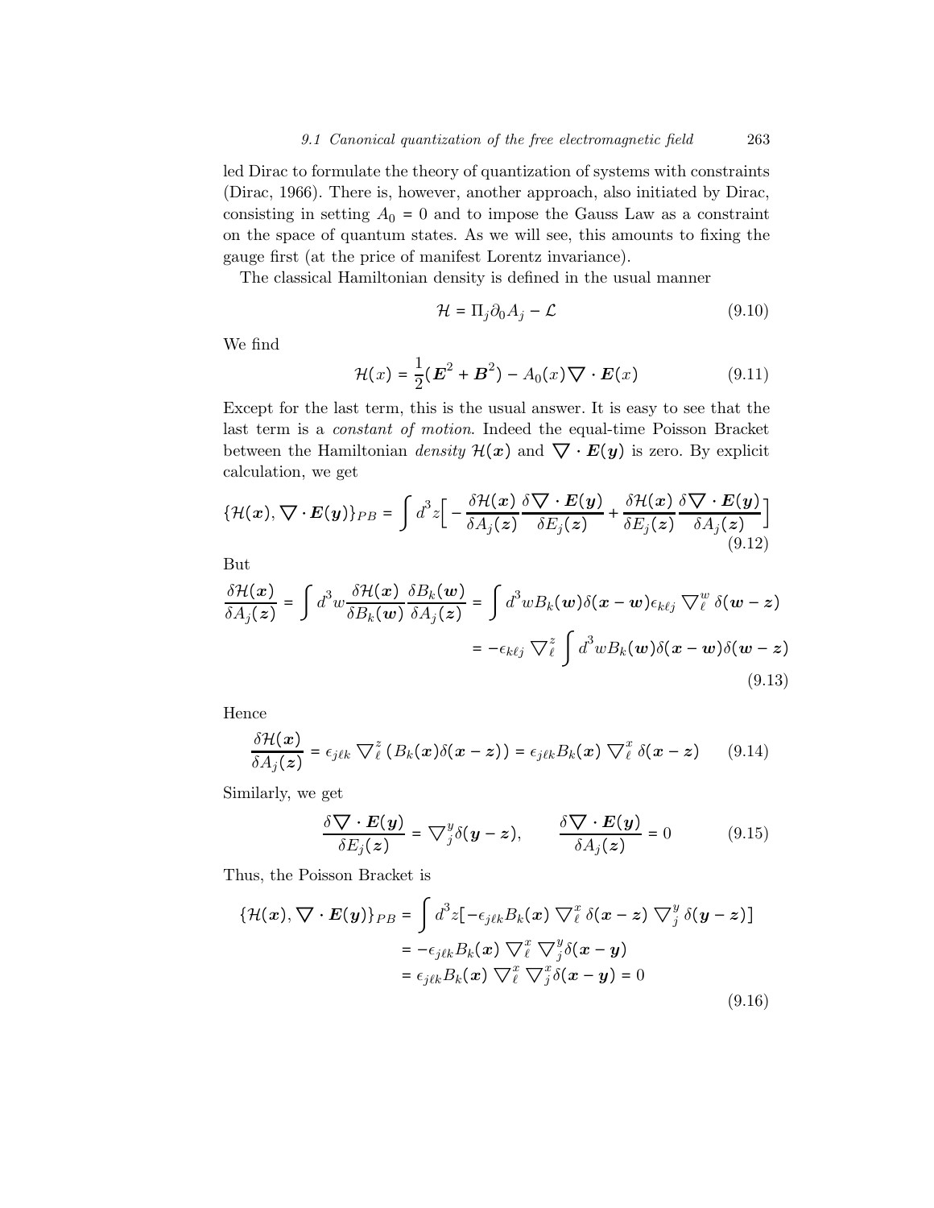led Dirac to formulate the theory of quantization of systems with constraints (Dirac, 1966). There is, however, another approach, also initiated by Dirac, consisting in setting $A_0 = 0$ and to impose the Gauss Law as a constraint on the space of quantum states. As we will see, this amounts to fixing the gauge first (at the price of manifest Lorentz invariance).

The classical Hamiltonian density is defined in the usual manner

$$\mathcal{H} = \Pi_j \partial_0 A_j - \mathcal{L} \tag{9.10}$$

We find

$$\mathcal{H}(x) = \frac{1}{2}(\boldsymbol{E}^2 + \boldsymbol{B}^2) - A_0(x) \nabla \cdot \boldsymbol{E}(x) \tag{9.11}$$

Except for the last term, this is the usual answer. It is easy to see that the last term is a *constant of motion*. Indeed the equal-time Poisson Bracket between the Hamiltonian *density* $\mathcal{H}(\boldsymbol{x})$ and $\nabla \cdot \boldsymbol{E}(\boldsymbol{y})$ is zero. By explicit calculation, we get

$$\{\mathcal{H}(\boldsymbol{x}), \nabla \cdot \boldsymbol{E}(\boldsymbol{y})\}_{PB} = \int d^3z \Big[ -\frac{\delta \mathcal{H}(\boldsymbol{x})}{\delta A_j(\boldsymbol{z})} \frac{\delta \nabla \cdot \boldsymbol{E}(\boldsymbol{y})}{\delta E_j(\boldsymbol{z})} + \frac{\delta \mathcal{H}(\boldsymbol{x})}{\delta E_j(\boldsymbol{z})} \frac{\delta \nabla \cdot \boldsymbol{E}(\boldsymbol{y})}{\delta A_j(\boldsymbol{z})} \Big] \tag{9.12}$$

But

$$\begin{aligned}
\frac{\delta \mathcal{H}(\boldsymbol{x})}{\delta A_j(\boldsymbol{z})} = \int d^3w \frac{\delta \mathcal{H}(\boldsymbol{x})}{\delta B_k(\boldsymbol{w})} \frac{\delta B_k(\boldsymbol{w})}{\delta A_j(\boldsymbol{z})} &= \int d^3w B_k(\boldsymbol{w}) \delta(\boldsymbol{x} - \boldsymbol{w}) \epsilon_{k\ell j} \nabla_\ell^w \delta(\boldsymbol{w} - \boldsymbol{z}) \\
&= -\epsilon_{k\ell j} \nabla_\ell^z \int d^3w B_k(\boldsymbol{w}) \delta(\boldsymbol{x} - \boldsymbol{w}) \delta(\boldsymbol{w} - \boldsymbol{z})
\end{aligned} \tag{9.13}$$

Hence

$$\frac{\delta \mathcal{H}(\boldsymbol{x})}{\delta A_j(\boldsymbol{z})} = \epsilon_{j\ell k} \nabla_\ell^z \left( B_k(\boldsymbol{x}) \delta(\boldsymbol{x} - \boldsymbol{z}) \right) = \epsilon_{j\ell k} B_k(\boldsymbol{x}) \nabla_\ell^x \delta(\boldsymbol{x} - \boldsymbol{z}) \tag{9.14}$$

Similarly, we get

$$\frac{\delta \nabla \cdot \boldsymbol{E}(\boldsymbol{y})}{\delta E_j(\boldsymbol{z})} = \nabla_j^y \delta(\boldsymbol{y} - \boldsymbol{z}), \qquad \frac{\delta \nabla \cdot \boldsymbol{E}(\boldsymbol{y})}{\delta A_j(\boldsymbol{z})} = 0 \tag{9.15}$$

Thus, the Poisson Bracket is

$$\begin{aligned}
\{\mathcal{H}(\boldsymbol{x}), \nabla \cdot \boldsymbol{E}(\boldsymbol{y})\}_{PB} &= \int d^3z [-\epsilon_{j\ell k} B_k(\boldsymbol{x}) \nabla_\ell^x \delta(\boldsymbol{x} - \boldsymbol{z}) \nabla_j^y \delta(\boldsymbol{y} - \boldsymbol{z})] \\
&= -\epsilon_{j\ell k} B_k(\boldsymbol{x}) \nabla_\ell^x \nabla_j^y \delta(\boldsymbol{x} - \boldsymbol{y}) \\
&= \epsilon_{j\ell k} B_k(\boldsymbol{x}) \nabla_\ell^x \nabla_j^x \delta(\boldsymbol{x} - \boldsymbol{y}) = 0
\end{aligned} \tag{9.16}$$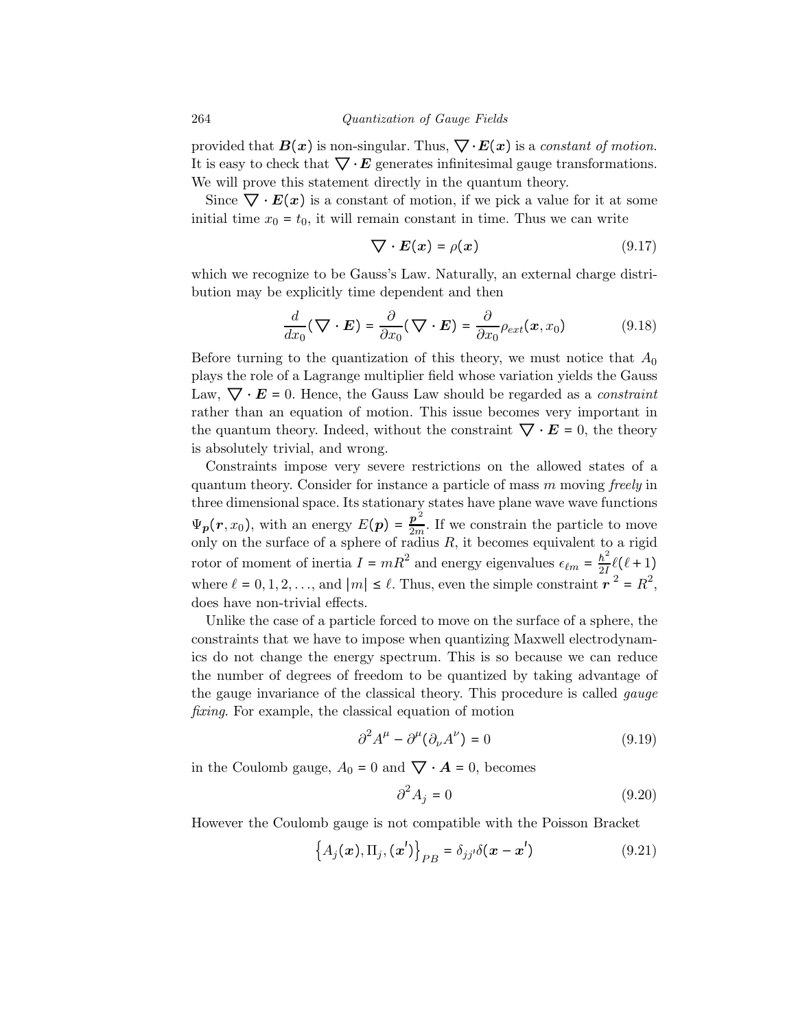provided that $\boldsymbol{B}(\boldsymbol{x})$ is non-singular. Thus, $\nabla \cdot \boldsymbol{E}(\boldsymbol{x})$ is a *constant of motion*. It is easy to check that $\nabla \cdot \boldsymbol{E}$ generates infinitesimal gauge transformations. We will prove this statement directly in the quantum theory.

Since $\nabla \cdot \boldsymbol{E}(\boldsymbol{x})$ is a constant of motion, if we pick a value for it at some initial time $x_0 = t_0$, it will remain constant in time. Thus we can write

$$\nabla \cdot \boldsymbol{E}(\boldsymbol{x}) = \rho(\boldsymbol{x}) \tag{9.17}$$

which we recognize to be Gauss's Law. Naturally, an external charge distribution may be explicitly time dependent and then

$$\frac{d}{dx_0}(\nabla \cdot \boldsymbol{E}) = \frac{\partial}{\partial x_0}(\nabla \cdot \boldsymbol{E}) = \frac{\partial}{\partial x_0}\rho_{ext}(\boldsymbol{x}, x_0) \tag{9.18}$$

Before turning to the quantization of this theory, we must notice that $A_0$ plays the role of a Lagrange multiplier field whose variation yields the Gauss Law, $\nabla \cdot \boldsymbol{E} = 0$. Hence, the Gauss Law should be regarded as a *constraint* rather than an equation of motion. This issue becomes very important in the quantum theory. Indeed, without the constraint $\nabla \cdot \boldsymbol{E} = 0$, the theory is absolutely trivial, and wrong.

Constraints impose very severe restrictions on the allowed states of a quantum theory. Consider for instance a particle of mass $m$ moving *freely* in three dimensional space. Its stationary states have plane wave wave functions $\Psi_{\boldsymbol{p}}(\boldsymbol{r}, x_0)$, with an energy $E(\boldsymbol{p}) = \frac{\boldsymbol{p}^2}{2m}$. If we constrain the particle to move only on the surface of a sphere of radius $R$, it becomes equivalent to a rigid rotor of moment of inertia $I = mR^2$ and energy eigenvalues $\epsilon_{\ell m} = \frac{\hbar^2}{2I}\ell(\ell+1)$ where $\ell = 0, 1, 2, \ldots$, and $|m| \leq \ell$. Thus, even the simple constraint $\boldsymbol{r}^2 = R^2$, does have non-trivial effects.

Unlike the case of a particle forced to move on the surface of a sphere, the constraints that we have to impose when quantizing Maxwell electrodynamics do not change the energy spectrum. This is so because we can reduce the number of degrees of freedom to be quantized by taking advantage of the gauge invariance of the classical theory. This procedure is called *gauge fixing*. For example, the classical equation of motion

$$\partial^2 A^\mu - \partial^\mu(\partial_\nu A^\nu) = 0 \tag{9.19}$$

in the Coulomb gauge, $A_0 = 0$ and $\nabla \cdot \boldsymbol{A} = 0$, becomes

$$\partial^2 A_j = 0 \tag{9.20}$$

However the Coulomb gauge is not compatible with the Poisson Bracket

$$\left\{A_j(\boldsymbol{x}), \Pi_j, (\boldsymbol{x}')\right\}_{PB} = \delta_{jj'}\delta(\boldsymbol{x} - \boldsymbol{x}') \tag{9.21}$$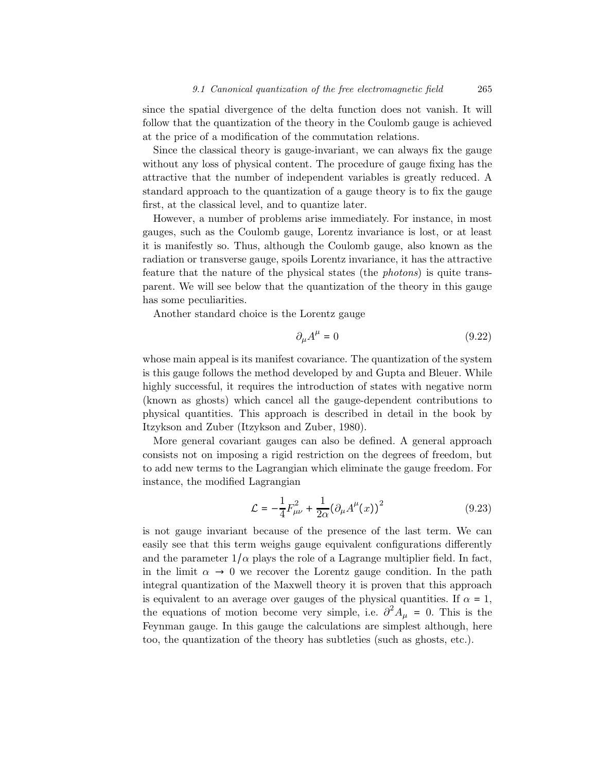since the spatial divergence of the delta function does not vanish. It will follow that the quantization of the theory in the Coulomb gauge is achieved at the price of a modification of the commutation relations.

Since the classical theory is gauge-invariant, we can always fix the gauge without any loss of physical content. The procedure of gauge fixing has the attractive that the number of independent variables is greatly reduced. A standard approach to the quantization of a gauge theory is to fix the gauge first, at the classical level, and to quantize later.

However, a number of problems arise immediately. For instance, in most gauges, such as the Coulomb gauge, Lorentz invariance is lost, or at least it is manifestly so. Thus, although the Coulomb gauge, also known as the radiation or transverse gauge, spoils Lorentz invariance, it has the attractive feature that the nature of the physical states (the *photons*) is quite transparent. We will see below that the quantization of the theory in this gauge has some peculiarities.

Another standard choice is the Lorentz gauge

$$\partial_\mu A^\mu = 0 \tag{9.22}$$

whose main appeal is its manifest covariance. The quantization of the system is this gauge follows the method developed by and Gupta and Bleuer. While highly successful, it requires the introduction of states with negative norm (known as ghosts) which cancel all the gauge-dependent contributions to physical quantities. This approach is described in detail in the book by Itzykson and Zuber (Itzykson and Zuber, 1980).

More general covariant gauges can also be defined. A general approach consists not on imposing a rigid restriction on the degrees of freedom, but to add new terms to the Lagrangian which eliminate the gauge freedom. For instance, the modified Lagrangian

$$\mathcal{L} = -\frac{1}{4}F_{\mu\nu}^2 + \frac{1}{2\alpha}\left(\partial_\mu A^\mu(x)\right)^2 \tag{9.23}$$

is not gauge invariant because of the presence of the last term. We can easily see that this term weighs gauge equivalent configurations differently and the parameter $1/\alpha$ plays the role of a Lagrange multiplier field. In fact, in the limit $\alpha \to 0$ we recover the Lorentz gauge condition. In the path integral quantization of the Maxwell theory it is proven that this approach is equivalent to an average over gauges of the physical quantities. If $\alpha = 1$, the equations of motion become very simple, i.e. $\partial^2 A_\mu = 0$. This is the Feynman gauge. In this gauge the calculations are simplest although, here too, the quantization of the theory has subtleties (such as ghosts, etc.).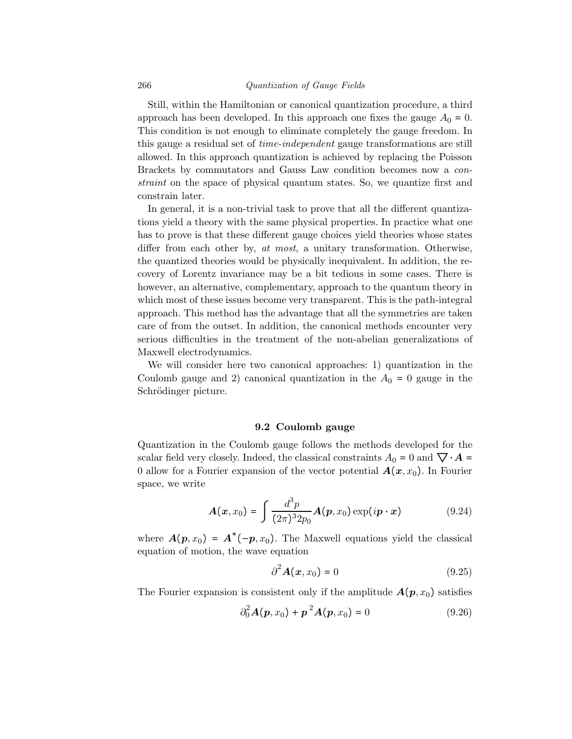Still, within the Hamiltonian or canonical quantization procedure, a third approach has been developed. In this approach one fixes the gauge $A_0 = 0$. This condition is not enough to eliminate completely the gauge freedom. In this gauge a residual set of *time-independent* gauge transformations are still allowed. In this approach quantization is achieved by replacing the Poisson Brackets by commutators and Gauss Law condition becomes now a *constraint* on the space of physical quantum states. So, we quantize first and constrain later.

In general, it is a non-trivial task to prove that all the different quantizations yield a theory with the same physical properties. In practice what one has to prove is that these different gauge choices yield theories whose states differ from each other by, *at most*, a unitary transformation. Otherwise, the quantized theories would be physically inequivalent. In addition, the recovery of Lorentz invariance may be a bit tedious in some cases. There is however, an alternative, complementary, approach to the quantum theory in which most of these issues become very transparent. This is the path-integral approach. This method has the advantage that all the symmetries are taken care of from the outset. In addition, the canonical methods encounter very serious difficulties in the treatment of the non-abelian generalizations of Maxwell electrodynamics.

We will consider here two canonical approaches: 1) quantization in the Coulomb gauge and 2) canonical quantization in the $A_0 = 0$ gauge in the Schrödinger picture.

## 9.2 Coulomb gauge

Quantization in the Coulomb gauge follows the methods developed for the scalar field very closely. Indeed, the classical constraints $A_0 = 0$ and $\nabla \cdot \boldsymbol{A} = 0$ allow for a Fourier expansion of the vector potential $\boldsymbol{A}(\boldsymbol{x}, x_0)$. In Fourier space, we write

$$\boldsymbol{A}(\boldsymbol{x}, x_0) = \int \frac{d^3p}{(2\pi)^3 2p_0} \boldsymbol{A}(\boldsymbol{p}, x_0) \exp(i\boldsymbol{p} \cdot \boldsymbol{x}) \tag{9.24}$$

where $\boldsymbol{A}(\boldsymbol{p}, x_0) = \boldsymbol{A}^*(-\boldsymbol{p}, x_0)$. The Maxwell equations yield the classical equation of motion, the wave equation

$$\partial^2 \boldsymbol{A}(\boldsymbol{x}, x_0) = 0 \tag{9.25}$$

The Fourier expansion is consistent only if the amplitude $\boldsymbol{A}(\boldsymbol{p}, x_0)$ satisfies

$$\partial_0^2 \boldsymbol{A}(\boldsymbol{p}, x_0) + \boldsymbol{p}^2 \boldsymbol{A}(\boldsymbol{p}, x_0) = 0 \tag{9.26}$$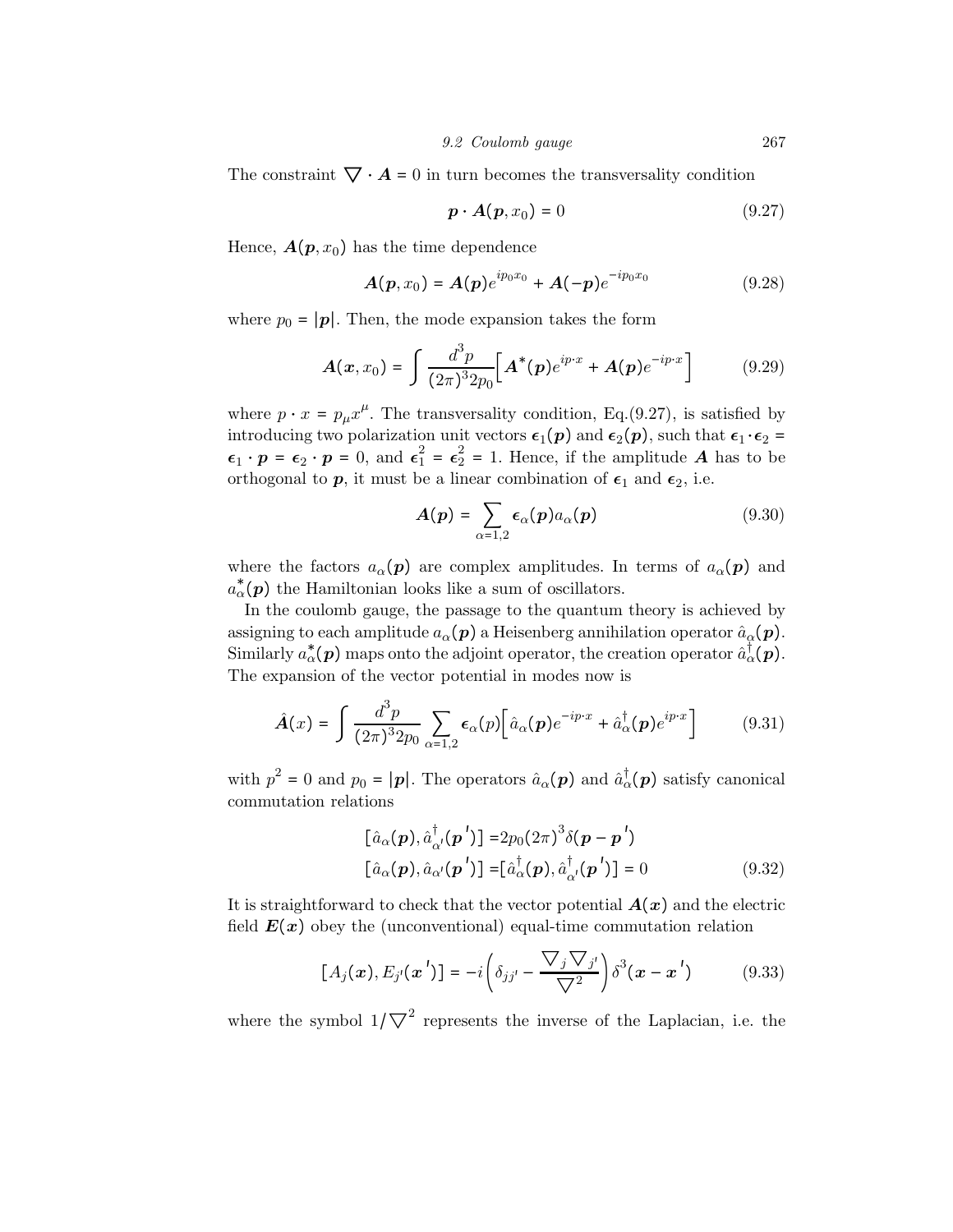The constraint $\nabla \cdot \boldsymbol{A} = 0$ in turn becomes the transversality condition

$$\boldsymbol{p} \cdot \boldsymbol{A}(\boldsymbol{p}, x_0) = 0 \tag{9.27}$$

Hence, $\boldsymbol{A}(\boldsymbol{p}, x_0)$ has the time dependence

$$\boldsymbol{A}(\boldsymbol{p}, x_0) = \boldsymbol{A}(\boldsymbol{p}) e^{ip_0 x_0} + \boldsymbol{A}(-\boldsymbol{p}) e^{-ip_0 x_0} \tag{9.28}$$

where $p_0 = |\boldsymbol{p}|$. Then, the mode expansion takes the form

$$\boldsymbol{A}(\boldsymbol{x}, x_0) = \int \frac{d^3 p}{(2\pi)^3 2p_0} \Big[ \boldsymbol{A}^*(\boldsymbol{p}) e^{ip\cdot x} + \boldsymbol{A}(\boldsymbol{p}) e^{-ip\cdot x} \Big] \tag{9.29}$$

where $p \cdot x = p_\mu x^\mu$. The transversality condition, Eq.(9.27), is satisfied by introducing two polarization unit vectors $\boldsymbol{\epsilon}_1(\boldsymbol{p})$ and $\boldsymbol{\epsilon}_2(\boldsymbol{p})$, such that $\boldsymbol{\epsilon}_1 \cdot \boldsymbol{\epsilon}_2 = \boldsymbol{\epsilon}_1 \cdot \boldsymbol{p} = \boldsymbol{\epsilon}_2 \cdot \boldsymbol{p} = 0$, and $\boldsymbol{\epsilon}_1^2 = \boldsymbol{\epsilon}_2^2 = 1$. Hence, if the amplitude $\boldsymbol{A}$ has to be orthogonal to $\boldsymbol{p}$, it must be a linear combination of $\boldsymbol{\epsilon}_1$ and $\boldsymbol{\epsilon}_2$, i.e.

$$\boldsymbol{A}(\boldsymbol{p}) = \sum_{\alpha=1,2} \boldsymbol{\epsilon}_\alpha(\boldsymbol{p}) a_\alpha(\boldsymbol{p}) \tag{9.30}$$

where the factors $a_\alpha(\boldsymbol{p})$ are complex amplitudes. In terms of $a_\alpha(\boldsymbol{p})$ and $a_\alpha^*(\boldsymbol{p})$ the Hamiltonian looks like a sum of oscillators.

In the coulomb gauge, the passage to the quantum theory is achieved by assigning to each amplitude $a_\alpha(\boldsymbol{p})$ a Heisenberg annihilation operator $\hat{a}_\alpha(\boldsymbol{p})$. Similarly $a_\alpha^*(\boldsymbol{p})$ maps onto the adjoint operator, the creation operator $\hat{a}_\alpha^\dagger(\boldsymbol{p})$. The expansion of the vector potential in modes now is

$$\hat{\boldsymbol{A}}(x) = \int \frac{d^3 p}{(2\pi)^3 2p_0} \sum_{\alpha=1,2} \boldsymbol{\epsilon}_\alpha(p) \Big[ \hat{a}_\alpha(\boldsymbol{p}) e^{-ip\cdot x} + \hat{a}_\alpha^\dagger(\boldsymbol{p}) e^{ip\cdot x} \Big] \tag{9.31}$$

with $p^2 = 0$ and $p_0 = |\boldsymbol{p}|$. The operators $\hat{a}_\alpha(\boldsymbol{p})$ and $\hat{a}_\alpha^\dagger(\boldsymbol{p})$ satisfy canonical commutation relations

$$\begin{aligned} [\hat{a}_\alpha(\boldsymbol{p}), \hat{a}_{\alpha'}^\dagger(\boldsymbol{p}')] &= 2p_0 (2\pi)^3 \delta(\boldsymbol{p} - \boldsymbol{p}') \\ [\hat{a}_\alpha(\boldsymbol{p}), \hat{a}_{\alpha'}(\boldsymbol{p}')] &= [\hat{a}_\alpha^\dagger(\boldsymbol{p}), \hat{a}_{\alpha'}^\dagger(\boldsymbol{p}')] = 0 \end{aligned} \tag{9.32}$$

It is straightforward to check that the vector potential $\boldsymbol{A}(\boldsymbol{x})$ and the electric field $\boldsymbol{E}(\boldsymbol{x})$ obey the (unconventional) equal-time commutation relation

$$[A_j(\boldsymbol{x}), E_{j'}(\boldsymbol{x}')] = -i \left( \delta_{jj'} - \frac{\nabla_j \nabla_{j'}}{\nabla^2} \right) \delta^3(\boldsymbol{x} - \boldsymbol{x}') \tag{9.33}$$

where the symbol $1/\nabla^2$ represents the inverse of the Laplacian, i.e. the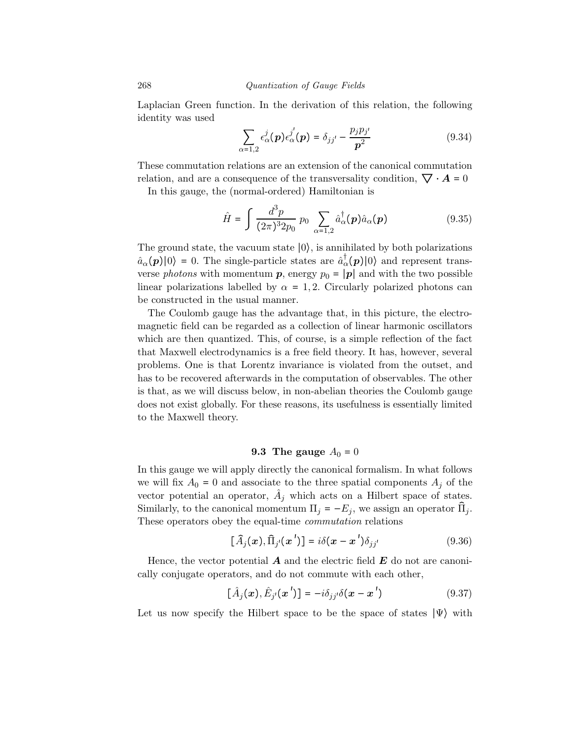Laplacian Green function. In the derivation of this relation, the following identity was used

$$\sum_{\alpha=1,2} \epsilon_\alpha^j(\boldsymbol{p})\epsilon_\alpha^{j'}(\boldsymbol{p}) = \delta_{jj'} - \frac{p_j p_{j'}}{\boldsymbol{p}^2} \tag{9.34}$$

These commutation relations are an extension of the canonical commutation relation, and are a consequence of the transversality condition, $\nabla \cdot \boldsymbol{A} = 0$

In this gauge, the (normal-ordered) Hamiltonian is

$$\hat{H} = \int \frac{d^3p}{(2\pi)^3 2p_0}\, p_0 \sum_{\alpha=1,2} \hat{a}_\alpha^\dagger(\boldsymbol{p})\hat{a}_\alpha(\boldsymbol{p}) \tag{9.35}$$

The ground state, the vacuum state $|0\rangle$, is annihilated by both polarizations $\hat{a}_\alpha(\boldsymbol{p})|0\rangle = 0$. The single-particle states are $\hat{a}_\alpha^\dagger(\boldsymbol{p})|0\rangle$ and represent transverse *photons* with momentum $\boldsymbol{p}$, energy $p_0 = |\boldsymbol{p}|$ and with the two possible linear polarizations labelled by $\alpha = 1, 2$. Circularly polarized photons can be constructed in the usual manner.

The Coulomb gauge has the advantage that, in this picture, the electromagnetic field can be regarded as a collection of linear harmonic oscillators which are then quantized. This, of course, is a simple reflection of the fact that Maxwell electrodynamics is a free field theory. It has, however, several problems. One is that Lorentz invariance is violated from the outset, and has to be recovered afterwards in the computation of observables. The other is that, as we will discuss below, in non-abelian theories the Coulomb gauge does not exist globally. For these reasons, its usefulness is essentially limited to the Maxwell theory.

## 9.3 The gauge $A_0 = 0$

In this gauge we will apply directly the canonical formalism. In what follows we will fix $A_0 = 0$ and associate to the three spatial components $A_j$ of the vector potential an operator, $\hat{A}_j$ which acts on a Hilbert space of states. Similarly, to the canonical momentum $\Pi_j = -E_j$, we assign an operator $\widehat{\Pi}_j$. These operators obey the equal-time *commutation* relations

$$[\widehat{A}_j(\boldsymbol{x}), \widehat{\Pi}_{j'}(\boldsymbol{x}')] = i\delta(\boldsymbol{x} - \boldsymbol{x}')\delta_{jj'} \tag{9.36}$$

Hence, the vector potential $\boldsymbol{A}$ and the electric field $\boldsymbol{E}$ do not are canonically conjugate operators, and do not commute with each other,

$$[\hat{A}_j(\boldsymbol{x}), \hat{E}_{j'}(\boldsymbol{x}')] = -i\delta_{jj'}\delta(\boldsymbol{x} - \boldsymbol{x}') \tag{9.37}$$

Let us now specify the Hilbert space to be the space of states $|\Psi\rangle$ with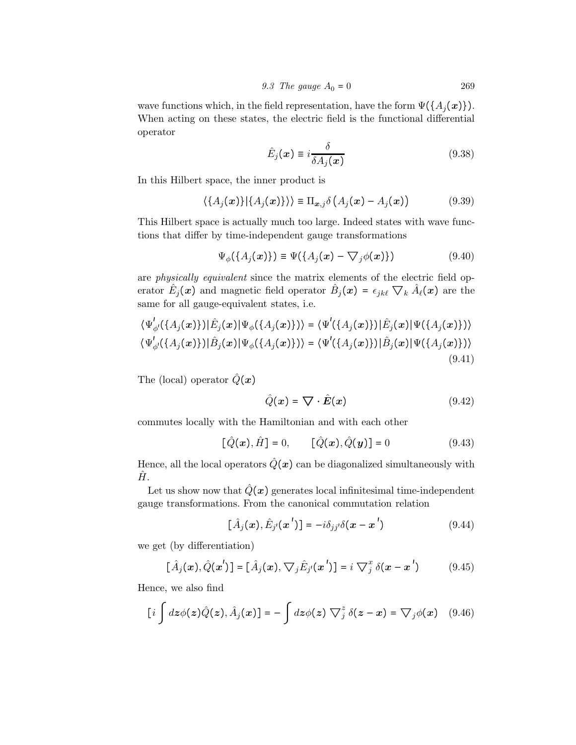wave functions which, in the field representation, have the form $\Psi(\{A_j(\boldsymbol{x})\})$. When acting on these states, the electric field is the functional differential operator

$$\hat{E}_j(\boldsymbol{x}) \equiv i\frac{\delta}{\delta A_j(\boldsymbol{x})} \tag{9.38}$$

In this Hilbert space, the inner product is

$$\langle \{A_j(\boldsymbol{x})\} | \{A_j(\boldsymbol{x})\} \rangle \equiv \Pi_{\boldsymbol{x},j} \delta\left(A_j(\boldsymbol{x}) - A_j(\boldsymbol{x})\right) \tag{9.39}$$

This Hilbert space is actually much too large. Indeed states with wave functions that differ by time-independent gauge transformations

$$\Psi_\phi(\{A_j(\boldsymbol{x})\}) \equiv \Psi(\{A_j(\boldsymbol{x}) - \nabla_j \phi(\boldsymbol{x})\}) \tag{9.40}$$

are *physically equivalent* since the matrix elements of the electric field operator $\hat{E}_j(\boldsymbol{x})$ and magnetic field operator $\hat{B}_j(\boldsymbol{x}) = \epsilon_{jk\ell} \nabla_k \hat{A}_\ell(\boldsymbol{x})$ are the same for all gauge-equivalent states, i.e.

$$\begin{aligned}
\langle \Psi'_{\phi'}(\{A_j(\boldsymbol{x})\}) | \hat{E}_j(\boldsymbol{x}) | \Psi_\phi(\{A_j(\boldsymbol{x})\}) \rangle &= \langle \Psi'(\{A_j(\boldsymbol{x})\}) | \hat{E}_j(\boldsymbol{x}) | \Psi(\{A_j(\boldsymbol{x})\}) \rangle \\
\langle \Psi'_{\phi'}(\{A_j(\boldsymbol{x})\}) | \hat{B}_j(\boldsymbol{x}) | \Psi_\phi(\{A_j(\boldsymbol{x})\}) \rangle &= \langle \Psi'(\{A_j(\boldsymbol{x})\}) | \hat{B}_j(\boldsymbol{x}) | \Psi(\{A_j(\boldsymbol{x})\}) \rangle
\end{aligned} \tag{9.41}$$

The (local) operator $\hat{Q}(\boldsymbol{x})$

$$\hat{Q}(\boldsymbol{x}) = \nabla \cdot \hat{\boldsymbol{E}}(\boldsymbol{x}) \tag{9.42}$$

commutes locally with the Hamiltonian and with each other

$$[\hat{Q}(\boldsymbol{x}), \hat{H}] = 0, \qquad [\hat{Q}(\boldsymbol{x}), \hat{Q}(\boldsymbol{y})] = 0 \tag{9.43}$$

Hence, all the local operators $\hat{Q}(\boldsymbol{x})$ can be diagonalized simultaneously with $\hat{H}$.

Let us show now that $\hat{Q}(\boldsymbol{x})$ generates local infinitesimal time-independent gauge transformations. From the canonical commutation relation

$$[\hat{A}_j(\boldsymbol{x}), \hat{E}_{j'}(\boldsymbol{x}')] = -i\delta_{jj'}\delta(\boldsymbol{x} - \boldsymbol{x}') \tag{9.44}$$

we get (by differentiation)

$$[\hat{A}_j(\boldsymbol{x}), \hat{Q}(\boldsymbol{x}')] = [\hat{A}_j(\boldsymbol{x}), \nabla_j \hat{E}_{j'}(\boldsymbol{x}')] = i \nabla_j^x \delta(\boldsymbol{x} - \boldsymbol{x}') \tag{9.45}$$

Hence, we also find

$$[i\int d\boldsymbol{z}\phi(\boldsymbol{z})\hat{Q}(\boldsymbol{z}), \hat{A}_j(\boldsymbol{x})] = -\int d\boldsymbol{z}\phi(\boldsymbol{z}) \nabla_j^z \delta(\boldsymbol{z} - \boldsymbol{x}) = \nabla_j \phi(\boldsymbol{x}) \tag{9.46}$$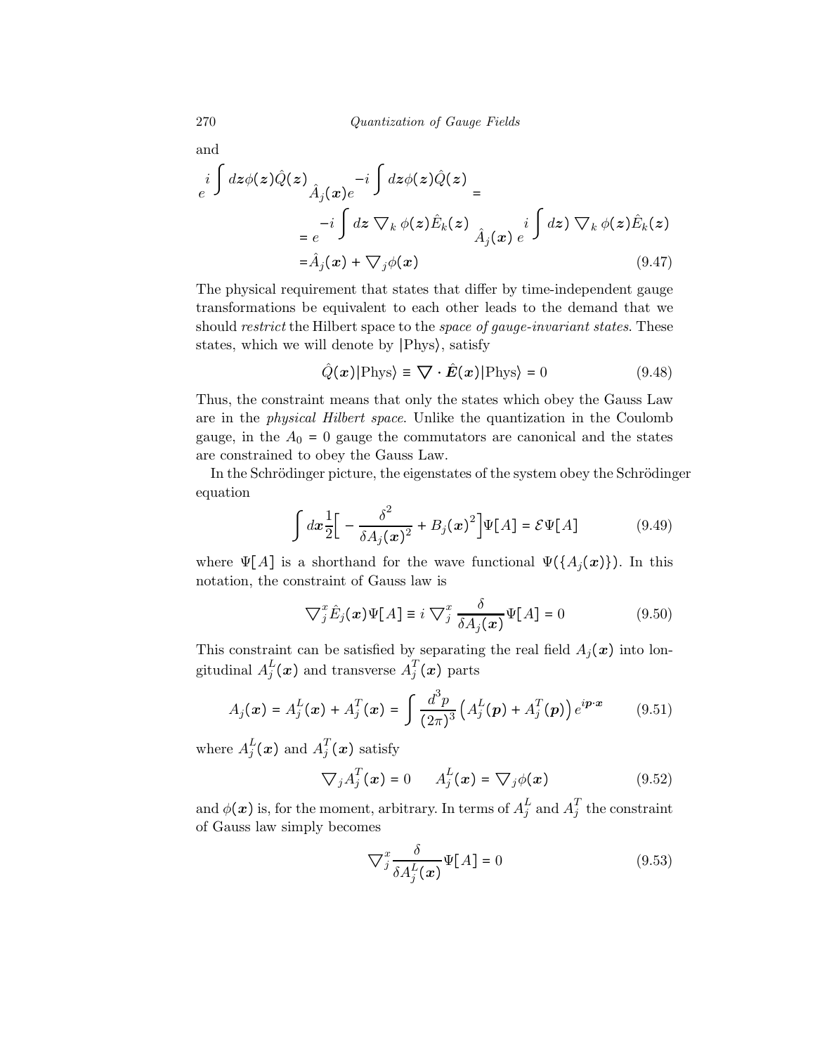and

$$
\begin{aligned}
e^{i\int d\boldsymbol{z}\phi(\boldsymbol{z})\hat{Q}(\boldsymbol{z})}\hat{A}_j(\boldsymbol{x})e^{-i\int d\boldsymbol{z}\phi(\boldsymbol{z})\hat{Q}(\boldsymbol{z})} =& \\
=& e^{-i\int d\boldsymbol{z}\,\nabla_k\,\phi(\boldsymbol{z})\hat{E}_k(\boldsymbol{z})}\,\hat{A}_j(\boldsymbol{x})\,e^{i\int d\boldsymbol{z})\,\nabla_k\,\phi(\boldsymbol{z})\hat{E}_k(\boldsymbol{z})} \\
=& \hat{A}_j(\boldsymbol{x}) + \nabla_j\phi(\boldsymbol{x})
\end{aligned}
\tag{9.47}
$$

The physical requirement that states that differ by time-independent gauge transformations be equivalent to each other leads to the demand that we should *restrict* the Hilbert space to the *space of gauge-invariant states*. These states, which we will denote by $|\text{Phys}\rangle$, satisfy

$$
\hat{Q}(\boldsymbol{x})|\text{Phys}\rangle \equiv \nabla\cdot\hat{\boldsymbol{E}}(\boldsymbol{x})|\text{Phys}\rangle = 0 \tag{9.48}
$$

Thus, the constraint means that only the states which obey the Gauss Law are in the *physical Hilbert space*. Unlike the quantization in the Coulomb gauge, in the $A_0 = 0$ gauge the commutators are canonical and the states are constrained to obey the Gauss Law.

In the Schrödinger picture, the eigenstates of the system obey the Schrödinger equation

$$
\int d\boldsymbol{x}\frac{1}{2}\Big[-\frac{\delta^2}{\delta A_j(\boldsymbol{x})^2} + B_j(\boldsymbol{x})^2\Big]\Psi[A] = \mathcal{E}\Psi[A] \tag{9.49}
$$

where $\Psi[A]$ is a shorthand for the wave functional $\Psi(\{A_j(\boldsymbol{x})\})$. In this notation, the constraint of Gauss law is

$$
\nabla_j^x\hat{E}_j(\boldsymbol{x})\Psi[A] \equiv i\,\nabla_j^x\,\frac{\delta}{\delta A_j(\boldsymbol{x})}\Psi[A] = 0 \tag{9.50}
$$

This constraint can be satisfied by separating the real field $A_j(\boldsymbol{x})$ into longitudinal $A_j^L(\boldsymbol{x})$ and transverse $A_j^T(\boldsymbol{x})$ parts

$$
A_j(\boldsymbol{x}) = A_j^L(\boldsymbol{x}) + A_j^T(\boldsymbol{x}) = \int\frac{d^3p}{(2\pi)^3}\left(A_j^L(\boldsymbol{p}) + A_j^T(\boldsymbol{p})\right)e^{i\boldsymbol{p}\cdot\boldsymbol{x}} \tag{9.51}
$$

where $A_j^L(\boldsymbol{x})$ and $A_j^T(\boldsymbol{x})$ satisfy

$$
\nabla_j A_j^T(\boldsymbol{x}) = 0 \qquad A_j^L(\boldsymbol{x}) = \nabla_j\phi(\boldsymbol{x}) \tag{9.52}
$$

and $\phi(\boldsymbol{x})$ is, for the moment, arbitrary. In terms of $A_j^L$ and $A_j^T$ the constraint of Gauss law simply becomes

$$
\nabla_j^x\frac{\delta}{\delta A_j^L(\boldsymbol{x})}\Psi[A] = 0 \tag{9.53}
$$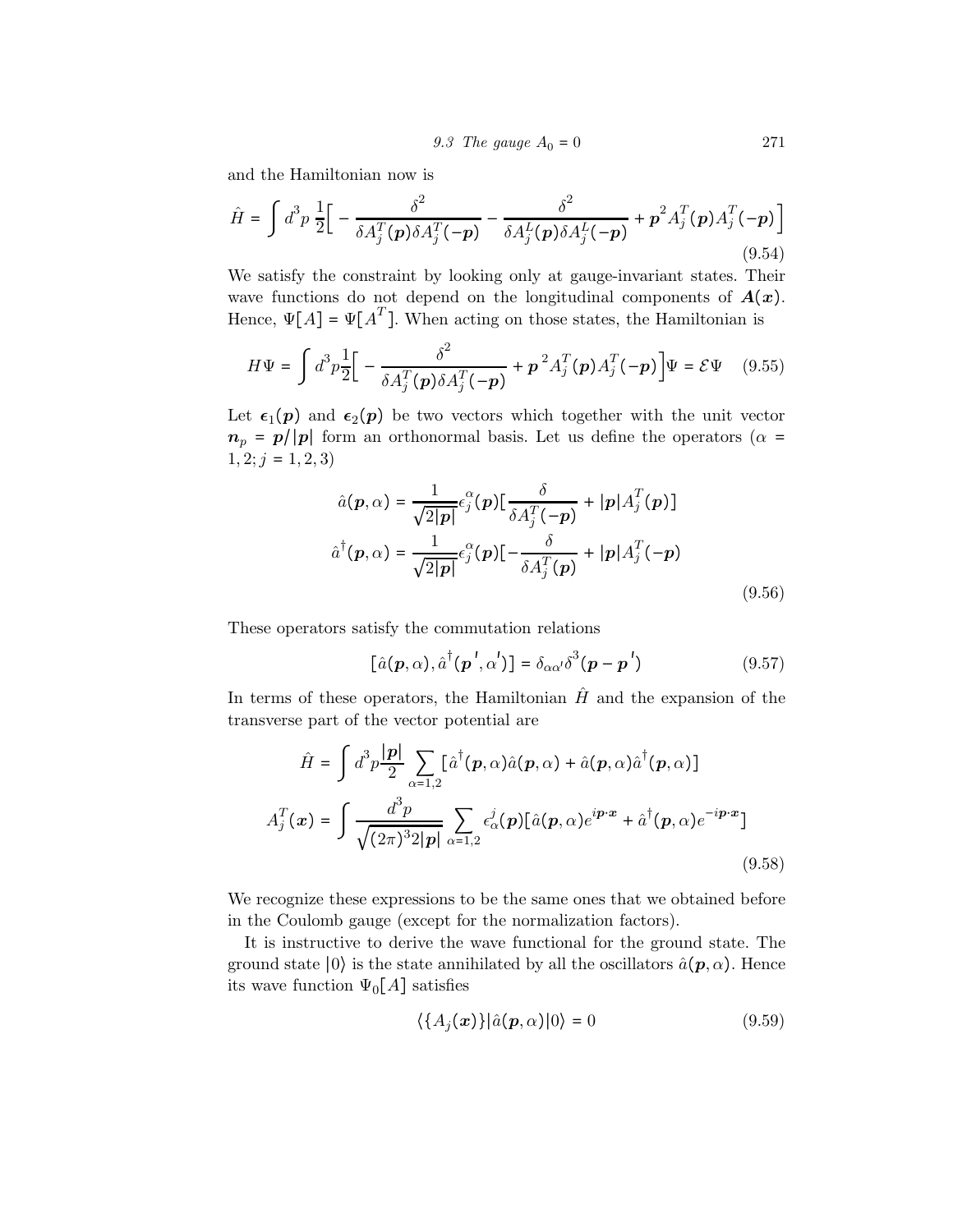and the Hamiltonian now is

$$\hat{H} = \int d^3p \, \frac{1}{2}\Big[ - \frac{\delta^2}{\delta A_j^T(\boldsymbol{p})\delta A_j^T(-\boldsymbol{p})} - \frac{\delta^2}{\delta A_j^L(\boldsymbol{p})\delta A_j^L(-\boldsymbol{p})} + \boldsymbol{p}^2 A_j^T(\boldsymbol{p}) A_j^T(-\boldsymbol{p}) \Big] \tag{9.54}$$

We satisfy the constraint by looking only at gauge-invariant states. Their wave functions do not depend on the longitudinal components of $\boldsymbol{A}(\boldsymbol{x})$. Hence, $\Psi[A] = \Psi[A^T]$. When acting on those states, the Hamiltonian is

$$H\Psi = \int d^3p \frac{1}{2}\Big[ - \frac{\delta^2}{\delta A_j^T(\boldsymbol{p})\delta A_j^T(-\boldsymbol{p})} + \boldsymbol{p}^2 A_j^T(\boldsymbol{p}) A_j^T(-\boldsymbol{p}) \Big]\Psi = \mathcal{E}\Psi \tag{9.55}$$

Let $\boldsymbol{\epsilon}_1(\boldsymbol{p})$ and $\boldsymbol{\epsilon}_2(\boldsymbol{p})$ be two vectors which together with the unit vector $\boldsymbol{n}_p = \boldsymbol{p}/|\boldsymbol{p}|$ form an orthonormal basis. Let us define the operators ($\alpha = 1, 2; j = 1, 2, 3$)

$$\begin{aligned}
\hat{a}(\boldsymbol{p}, \alpha) &= \frac{1}{\sqrt{2|\boldsymbol{p}|}} \epsilon_j^\alpha(\boldsymbol{p}) \Big[ \frac{\delta}{\delta A_j^T(-\boldsymbol{p})} + |\boldsymbol{p}| A_j^T(\boldsymbol{p}) \Big] \\
\hat{a}^\dagger(\boldsymbol{p}, \alpha) &= \frac{1}{\sqrt{2|\boldsymbol{p}|}} \epsilon_j^\alpha(\boldsymbol{p}) \Big[ -\frac{\delta}{\delta A_j^T(\boldsymbol{p})} + |\boldsymbol{p}| A_j^T(-\boldsymbol{p})
\end{aligned} \tag{9.56}$$

These operators satisfy the commutation relations

$$[\hat{a}(\boldsymbol{p}, \alpha), \hat{a}^\dagger(\boldsymbol{p}', \alpha')] = \delta_{\alpha\alpha'} \delta^3(\boldsymbol{p} - \boldsymbol{p}') \tag{9.57}$$

In terms of these operators, the Hamiltonian $\hat{H}$ and the expansion of the transverse part of the vector potential are

$$\begin{aligned}
\hat{H} &= \int d^3p \frac{|\boldsymbol{p}|}{2} \sum_{\alpha=1,2} [\hat{a}^\dagger(\boldsymbol{p}, \alpha)\hat{a}(\boldsymbol{p}, \alpha) + \hat{a}(\boldsymbol{p}, \alpha)\hat{a}^\dagger(\boldsymbol{p}, \alpha)] \\
A_j^T(\boldsymbol{x}) &= \int \frac{d^3p}{\sqrt{(2\pi)^3 2|\boldsymbol{p}|}} \sum_{\alpha=1,2} \epsilon_\alpha^j(\boldsymbol{p}) [\hat{a}(\boldsymbol{p}, \alpha) e^{i\boldsymbol{p}\cdot\boldsymbol{x}} + \hat{a}^\dagger(\boldsymbol{p}, \alpha) e^{-i\boldsymbol{p}\cdot\boldsymbol{x}}]
\end{aligned} \tag{9.58}$$

We recognize these expressions to be the same ones that we obtained before in the Coulomb gauge (except for the normalization factors).

It is instructive to derive the wave functional for the ground state. The ground state $|0\rangle$ is the state annihilated by all the oscillators $\hat{a}(\boldsymbol{p}, \alpha)$. Hence its wave function $\Psi_0[A]$ satisfies

$$\langle \{A_j(\boldsymbol{x})\} | \hat{a}(\boldsymbol{p}, \alpha) | 0 \rangle = 0 \tag{9.59}$$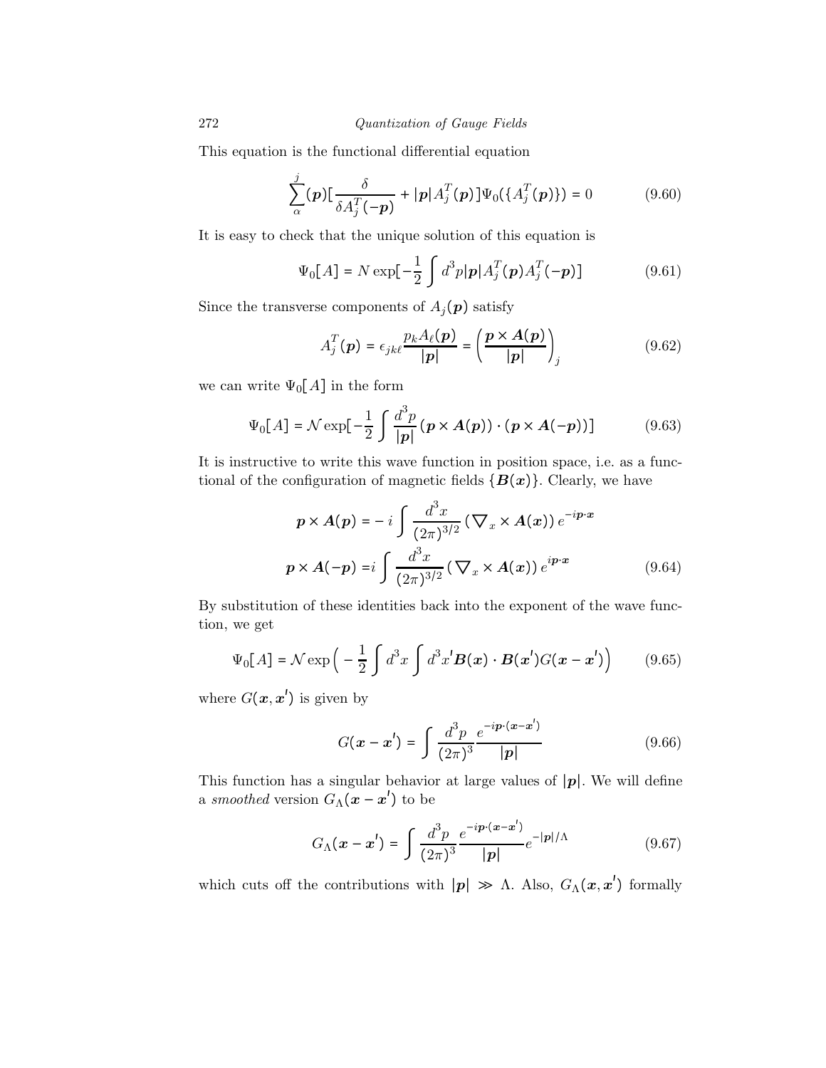This equation is the functional differential equation

$$\sum_{\alpha}^{j}(\boldsymbol{p})\left[\frac{\delta}{\delta A_j^T(-\boldsymbol{p})} + |\boldsymbol{p}| A_j^T(\boldsymbol{p})\right]\Psi_0(\{A_j^T(\boldsymbol{p})\}) = 0 \tag{9.60}$$

It is easy to check that the unique solution of this equation is

$$\Psi_0[A] = N \exp\left[-\frac{1}{2}\int d^3p |\boldsymbol{p}| A_j^T(\boldsymbol{p}) A_j^T(-\boldsymbol{p})\right] \tag{9.61}$$

Since the transverse components of $A_j(\boldsymbol{p})$ satisfy

$$A_j^T(\boldsymbol{p}) = \epsilon_{jk\ell}\frac{p_k A_\ell(\boldsymbol{p})}{|\boldsymbol{p}|} = \left(\frac{\boldsymbol{p}\times \boldsymbol{A}(\boldsymbol{p})}{|\boldsymbol{p}|}\right)_j \tag{9.62}$$

we can write $\Psi_0[A]$ in the form

$$\Psi_0[A] = \mathcal{N}\exp\left[-\frac{1}{2}\int \frac{d^3p}{|\boldsymbol{p}|}\left(\boldsymbol{p}\times \boldsymbol{A}(\boldsymbol{p})\right)\cdot\left(\boldsymbol{p}\times \boldsymbol{A}(-\boldsymbol{p})\right)\right] \tag{9.63}$$

It is instructive to write this wave function in position space, i.e. as a functional of the configuration of magnetic fields $\{\boldsymbol{B}(\boldsymbol{x})\}$. Clearly, we have

$$\begin{aligned}
\boldsymbol{p}\times \boldsymbol{A}(\boldsymbol{p}) &= -\, i\int \frac{d^3x}{(2\pi)^{3/2}}\left(\nabla_x \times \boldsymbol{A}(\boldsymbol{x})\right) e^{-i\boldsymbol{p}\cdot\boldsymbol{x}}\\
\boldsymbol{p}\times \boldsymbol{A}(-\boldsymbol{p}) &= i\int \frac{d^3x}{(2\pi)^{3/2}}\left(\nabla_x \times \boldsymbol{A}(\boldsymbol{x})\right) e^{i\boldsymbol{p}\cdot\boldsymbol{x}}
\end{aligned} \tag{9.64}$$

By substitution of these identities back into the exponent of the wave function, we get

$$\Psi_0[A] = \mathcal{N}\exp\Big(-\frac{1}{2}\int d^3x \int d^3x' \boldsymbol{B}(\boldsymbol{x})\cdot \boldsymbol{B}(\boldsymbol{x}') G(\boldsymbol{x}-\boldsymbol{x}')\Big) \tag{9.65}$$

where $G(\boldsymbol{x},\boldsymbol{x}')$ is given by

$$G(\boldsymbol{x}-\boldsymbol{x}') = \int \frac{d^3p}{(2\pi)^3}\frac{e^{-i\boldsymbol{p}\cdot(\boldsymbol{x}-\boldsymbol{x}')}}{|\boldsymbol{p}|} \tag{9.66}$$

This function has a singular behavior at large values of $|\boldsymbol{p}|$. We will define a *smoothed* version $G_\Lambda(\boldsymbol{x}-\boldsymbol{x}')$ to be

$$G_\Lambda(\boldsymbol{x}-\boldsymbol{x}') = \int \frac{d^3p}{(2\pi)^3}\frac{e^{-i\boldsymbol{p}\cdot(\boldsymbol{x}-\boldsymbol{x}')}}{|\boldsymbol{p}|}e^{-|\boldsymbol{p}|/\Lambda} \tag{9.67}$$

which cuts off the contributions with $|\boldsymbol{p}| \gg \Lambda$. Also, $G_\Lambda(\boldsymbol{x},\boldsymbol{x}')$ formally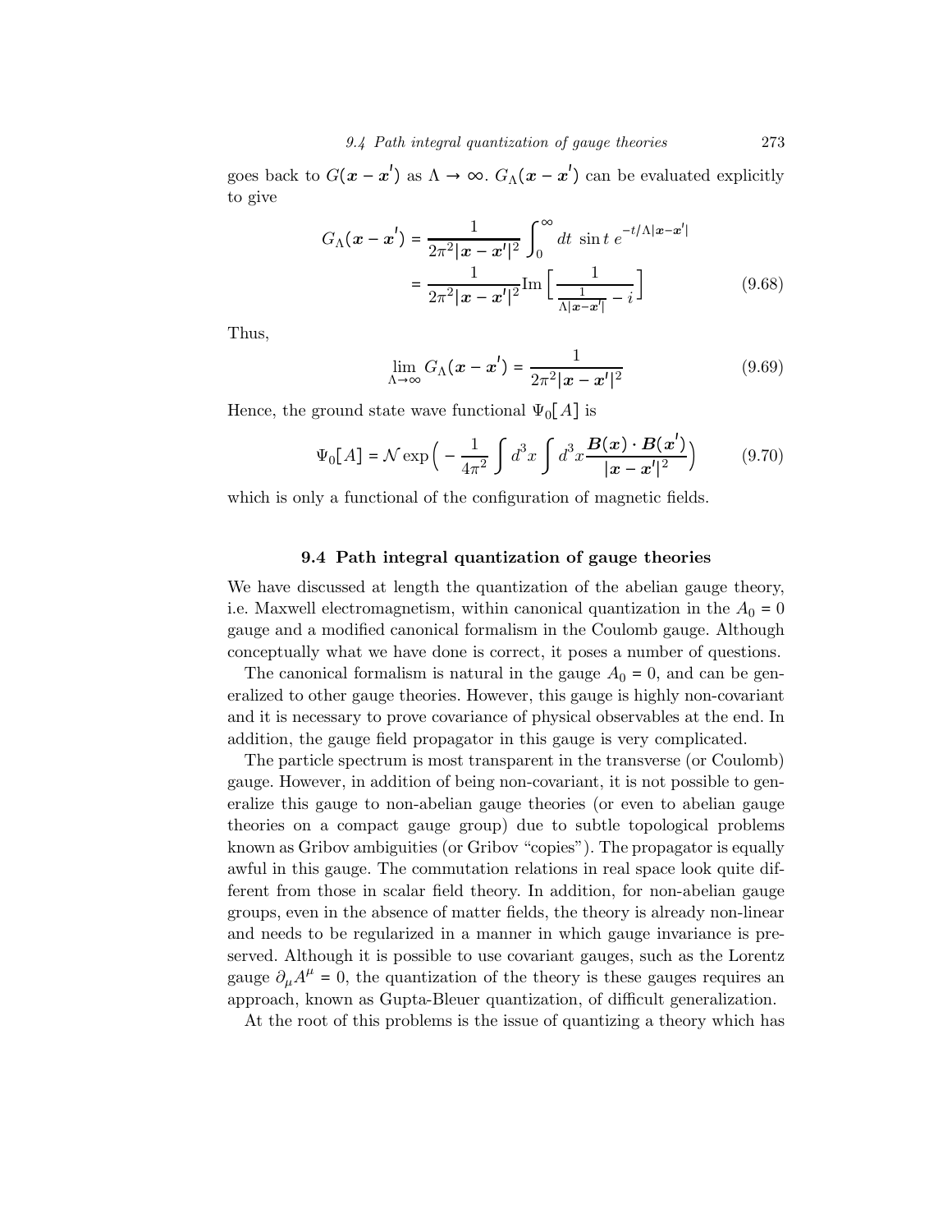goes back to $G(\boldsymbol{x}-\boldsymbol{x}')$ as $\Lambda \to \infty$. $G_\Lambda(\boldsymbol{x}-\boldsymbol{x}')$ can be evaluated explicitly to give

$$
\begin{aligned}
G_\Lambda(\boldsymbol{x}-\boldsymbol{x}') &= \frac{1}{2\pi^2|\boldsymbol{x}-\boldsymbol{x}'|^2}\int_0^\infty dt\ \sin t\ e^{-t/\Lambda|\boldsymbol{x}-\boldsymbol{x}'|} \\
&= \frac{1}{2\pi^2|\boldsymbol{x}-\boldsymbol{x}'|^2}\mathrm{Im}\Big[\frac{1}{\frac{1}{\Lambda|\boldsymbol{x}-\boldsymbol{x}'|}-i}\Big]
\end{aligned}
\tag{9.68}
$$

Thus,

$$
\lim_{\Lambda\to\infty} G_\Lambda(\boldsymbol{x}-\boldsymbol{x}') = \frac{1}{2\pi^2|\boldsymbol{x}-\boldsymbol{x}'|^2} \tag{9.69}
$$

Hence, the ground state wave functional $\Psi_0[A]$ is

$$
\Psi_0[A] = \mathcal{N}\exp\Big(-\frac{1}{4\pi^2}\int d^3x\int d^3x\frac{\boldsymbol{B}(\boldsymbol{x})\cdot\boldsymbol{B}(\boldsymbol{x}')}{|\boldsymbol{x}-\boldsymbol{x}'|^2}\Big) \tag{9.70}
$$

which is only a functional of the configuration of magnetic fields.

## 9.4 Path integral quantization of gauge theories

We have discussed at length the quantization of the abelian gauge theory, i.e. Maxwell electromagnetism, within canonical quantization in the $A_0 = 0$ gauge and a modified canonical formalism in the Coulomb gauge. Although conceptually what we have done is correct, it poses a number of questions.

The canonical formalism is natural in the gauge $A_0 = 0$, and can be generalized to other gauge theories. However, this gauge is highly non-covariant and it is necessary to prove covariance of physical observables at the end. In addition, the gauge field propagator in this gauge is very complicated.

The particle spectrum is most transparent in the transverse (or Coulomb) gauge. However, in addition of being non-covariant, it is not possible to generalize this gauge to non-abelian gauge theories (or even to abelian gauge theories on a compact gauge group) due to subtle topological problems known as Gribov ambiguities (or Gribov "copies"). The propagator is equally awful in this gauge. The commutation relations in real space look quite different from those in scalar field theory. In addition, for non-abelian gauge groups, even in the absence of matter fields, the theory is already non-linear and needs to be regularized in a manner in which gauge invariance is preserved. Although it is possible to use covariant gauges, such as the Lorentz gauge $\partial_\mu A^\mu = 0$, the quantization of the theory is these gauges requires an approach, known as Gupta-Bleuer quantization, of difficult generalization.

At the root of this problems is the issue of quantizing a theory which has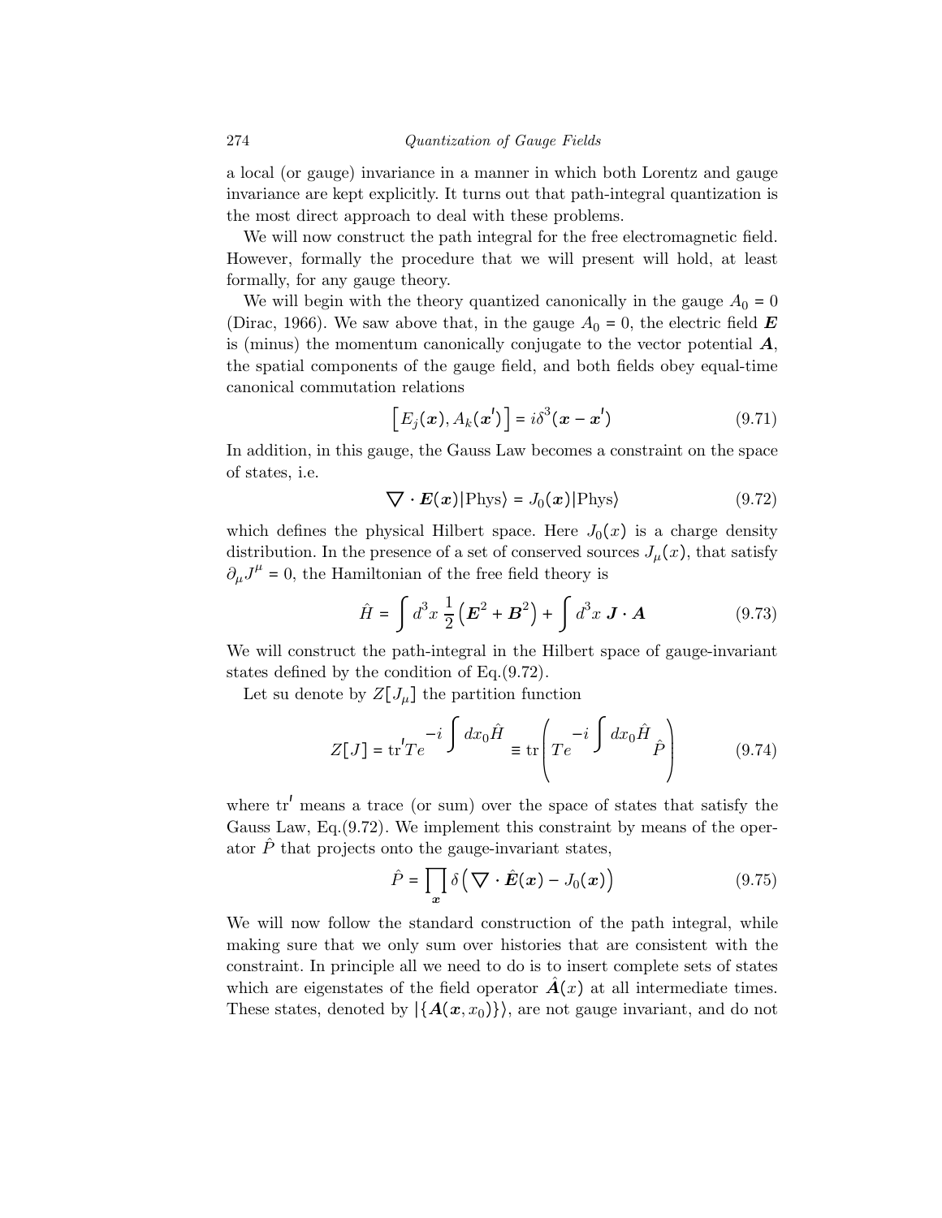a local (or gauge) invariance in a manner in which both Lorentz and gauge invariance are kept explicitly. It turns out that path-integral quantization is the most direct approach to deal with these problems.

We will now construct the path integral for the free electromagnetic field. However, formally the procedure that we will present will hold, at least formally, for any gauge theory.

We will begin with the theory quantized canonically in the gauge $A_0 = 0$ (Dirac, 1966). We saw above that, in the gauge $A_0 = 0$, the electric field $\boldsymbol{E}$ is (minus) the momentum canonically conjugate to the vector potential $\boldsymbol{A}$, the spatial components of the gauge field, and both fields obey equal-time canonical commutation relations

$$\left[ E_j(\boldsymbol{x}), A_k(\boldsymbol{x}') \right] = i\delta^3(\boldsymbol{x} - \boldsymbol{x}') \tag{9.71}$$

In addition, in this gauge, the Gauss Law becomes a constraint on the space of states, i.e.

$$\nabla \cdot \boldsymbol{E}(\boldsymbol{x})|\text{Phys}\rangle = J_0(\boldsymbol{x})|\text{Phys}\rangle \tag{9.72}$$

which defines the physical Hilbert space. Here $J_0(x)$ is a charge density distribution. In the presence of a set of conserved sources $J_\mu(x)$, that satisfy $\partial_\mu J^\mu = 0$, the Hamiltonian of the free field theory is

$$\hat{H} = \int d^3x\, \frac{1}{2}\left(\boldsymbol{E}^2 + \boldsymbol{B}^2\right) + \int d^3x\, \boldsymbol{J} \cdot \boldsymbol{A} \tag{9.73}$$

We will construct the path-integral in the Hilbert space of gauge-invariant states defined by the condition of Eq.(9.72).

Let su denote by $Z[J_\mu]$ the partition function

$$Z[J] = \text{tr}' T e^{-i\int dx_0 \hat{H}} \equiv \text{tr}\left( T e^{-i\int dx_0 \hat{H}} \hat{P} \right) \tag{9.74}$$

where $\text{tr}'$ means a trace (or sum) over the space of states that satisfy the Gauss Law, Eq.(9.72). We implement this constraint by means of the operator $\hat{P}$ that projects onto the gauge-invariant states,

$$\hat{P} = \prod_{\boldsymbol{x}} \delta\left( \nabla \cdot \hat{\boldsymbol{E}}(\boldsymbol{x}) - J_0(\boldsymbol{x}) \right) \tag{9.75}$$

We will now follow the standard construction of the path integral, while making sure that we only sum over histories that are consistent with the constraint. In principle all we need to do is to insert complete sets of states which are eigenstates of the field operator $\hat{\boldsymbol{A}}(x)$ at all intermediate times. These states, denoted by $|\{\boldsymbol{A}(\boldsymbol{x}, x_0)\}\rangle$, are not gauge invariant, and do not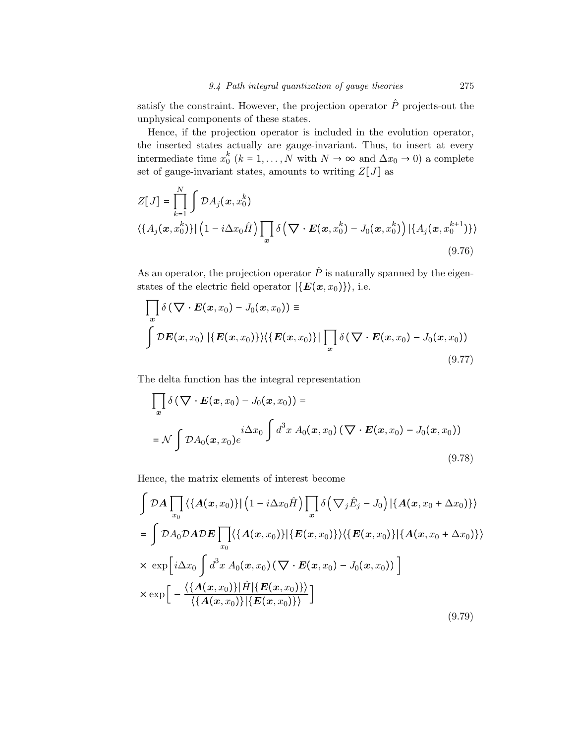satisfy the constraint. However, the projection operator $\hat{P}$ projects-out the unphysical components of these states.

Hence, if the projection operator is included in the evolution operator, the inserted states actually are gauge-invariant. Thus, to insert at every intermediate time $x_0^k$ ($k = 1, \ldots, N$ with $N \to \infty$ and $\Delta x_0 \to 0$) a complete set of gauge-invariant states, amounts to writing $Z[J]$ as

$$
\begin{aligned}
Z[J] = &\prod_{k=1}^{N} \int \mathcal{D}A_j(\boldsymbol{x}, x_0^k) \\
&\langle \{A_j(\boldsymbol{x}, x_0^k)\}| \left(1 - i\Delta x_0 \hat{H}\right) \prod_{\boldsymbol{x}} \delta\left(\nabla \cdot \boldsymbol{E}(\boldsymbol{x}, x_0^k) - J_0(\boldsymbol{x}, x_0^k)\right) |\{A_j(\boldsymbol{x}, x_0^{k+1})\}\rangle
\end{aligned}
\tag{9.76}
$$

As an operator, the projection operator $\hat{P}$ is naturally spanned by the eigenstates of the electric field operator $|\{\boldsymbol{E}(\boldsymbol{x}, x_0)\}\rangle$, i.e.

$$
\begin{aligned}
&\prod_{\boldsymbol{x}} \delta\left(\nabla \cdot \boldsymbol{E}(\boldsymbol{x}, x_0) - J_0(\boldsymbol{x}, x_0)\right) \equiv \\
&\int \mathcal{D}\boldsymbol{E}(\boldsymbol{x}, x_0)\ |\{\boldsymbol{E}(\boldsymbol{x}, x_0)\}\rangle\langle\{\boldsymbol{E}(\boldsymbol{x}, x_0)\}| \prod_{\boldsymbol{x}} \delta\left(\nabla \cdot \boldsymbol{E}(\boldsymbol{x}, x_0) - J_0(\boldsymbol{x}, x_0)\right)
\end{aligned}
\tag{9.77}
$$

The delta function has the integral representation

$$
\begin{aligned}
&\prod_{\boldsymbol{x}} \delta\left(\nabla \cdot \boldsymbol{E}(\boldsymbol{x}, x_0) - J_0(\boldsymbol{x}, x_0)\right) = \\
&= \mathcal{N} \int \mathcal{D}A_0(\boldsymbol{x}, x_0) e^{i\Delta x_0 \int d^3x\ A_0(\boldsymbol{x}, x_0)\left(\nabla \cdot \boldsymbol{E}(\boldsymbol{x}, x_0) - J_0(\boldsymbol{x}, x_0)\right)}
\end{aligned}
\tag{9.78}
$$

Hence, the matrix elements of interest become

$$
\begin{aligned}
&\int \mathcal{D}\boldsymbol{A} \prod_{x_0} \langle\{\boldsymbol{A}(\boldsymbol{x}, x_0)\}| \left(1 - i\Delta x_0 \hat{H}\right) \prod_{\boldsymbol{x}} \delta\left(\nabla_j \hat{E}_j - J_0\right) |\{\boldsymbol{A}(\boldsymbol{x}, x_0 + \Delta x_0)\}\rangle \\
&= \int \mathcal{D}A_0 \mathcal{D}\boldsymbol{A} \mathcal{D}\boldsymbol{E} \prod_{x_0} \langle\{\boldsymbol{A}(\boldsymbol{x}, x_0)\}|\{\boldsymbol{E}(\boldsymbol{x}, x_0)\}\rangle\langle\{\boldsymbol{E}(\boldsymbol{x}, x_0)\}|\{\boldsymbol{A}(\boldsymbol{x}, x_0 + \Delta x_0)\}\rangle \\
&\times\ \exp\Big[i\Delta x_0 \int d^3x\ A_0(\boldsymbol{x}, x_0)\left(\nabla \cdot \boldsymbol{E}(\boldsymbol{x}, x_0) - J_0(\boldsymbol{x}, x_0)\right)\Big] \\
&\times \exp\Big[-\frac{\langle\{\boldsymbol{A}(\boldsymbol{x}, x_0)\}|\hat{H}|\{\boldsymbol{E}(\boldsymbol{x}, x_0)\}\rangle}{\langle\{\boldsymbol{A}(\boldsymbol{x}, x_0)\}|\{\boldsymbol{E}(\boldsymbol{x}, x_0)\}\rangle}\Big]
\end{aligned}
\tag{9.79}
$$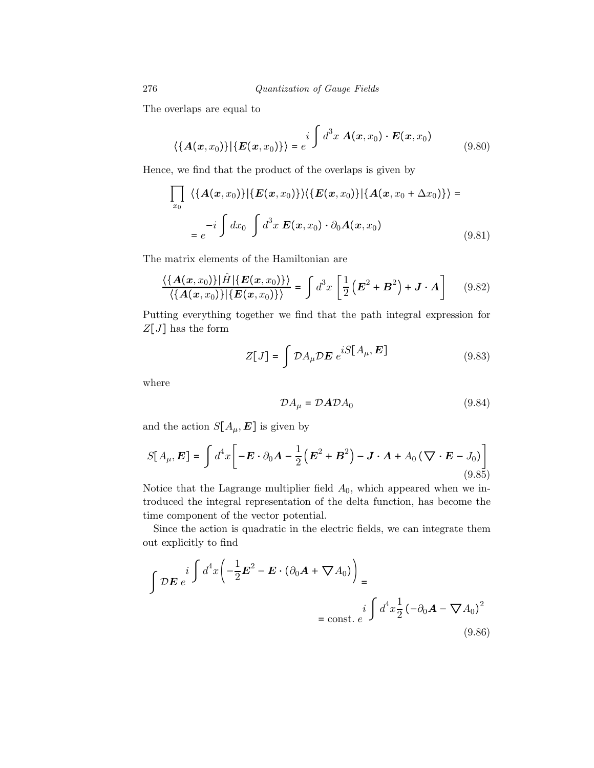The overlaps are equal to

$$\langle \{\boldsymbol{A}(\boldsymbol{x}, x_0)\} | \{\boldsymbol{E}(\boldsymbol{x}, x_0)\} \rangle = e^{i \int d^3x \; \boldsymbol{A}(\boldsymbol{x}, x_0) \cdot \boldsymbol{E}(\boldsymbol{x}, x_0)} \tag{9.80}$$

Hence, we find that the product of the overlaps is given by

$$\prod_{x_0} \langle \{\boldsymbol{A}(\boldsymbol{x}, x_0)\} | \{\boldsymbol{E}(\boldsymbol{x}, x_0)\} \rangle \langle \{\boldsymbol{E}(\boldsymbol{x}, x_0)\} | \{\boldsymbol{A}(\boldsymbol{x}, x_0 + \Delta x_0)\} \rangle =$$
$$= e^{-i \int dx_0 \int d^3x \; \boldsymbol{E}(\boldsymbol{x}, x_0) \cdot \partial_0 \boldsymbol{A}(\boldsymbol{x}, x_0)} \tag{9.81}$$

The matrix elements of the Hamiltonian are

$$\frac{\langle \{\boldsymbol{A}(\boldsymbol{x}, x_0)\} | \hat{H} | \{\boldsymbol{E}(\boldsymbol{x}, x_0)\} \rangle}{\langle \{\boldsymbol{A}(\boldsymbol{x}, x_0)\} | \{\boldsymbol{E}(\boldsymbol{x}, x_0)\} \rangle} = \int d^3x \left[ \frac{1}{2} \left( \boldsymbol{E}^2 + \boldsymbol{B}^2 \right) + \boldsymbol{J} \cdot \boldsymbol{A} \right] \tag{9.82}$$

Putting everything together we find that the path integral expression for $Z[J]$ has the form

$$Z[J] = \int \mathcal{D}A_\mu \mathcal{D}\boldsymbol{E} \; e^{iS[A_\mu, \boldsymbol{E}]} \tag{9.83}$$

where

$$\mathcal{D}A_\mu = \mathcal{D}\boldsymbol{A} \mathcal{D}A_0 \tag{9.84}$$

and the action $S[A_\mu, \boldsymbol{E}]$ is given by

$$S[A_\mu, \boldsymbol{E}] = \int d^4x \left[ -\boldsymbol{E} \cdot \partial_0 \boldsymbol{A} - \frac{1}{2} \left( \boldsymbol{E}^2 + \boldsymbol{B}^2 \right) - \boldsymbol{J} \cdot \boldsymbol{A} + A_0 \left( \boldsymbol{\nabla} \cdot \boldsymbol{E} - J_0 \right) \right] \tag{9.85}$$

Notice that the Lagrange multiplier field $A_0$, which appeared when we introduced the integral representation of the delta function, has become the time component of the vector potential.

Since the action is quadratic in the electric fields, we can integrate them out explicitly to find

$$\int \mathcal{D}\boldsymbol{E} \; e^{i \int d^4x \left( -\frac{1}{2} \boldsymbol{E}^2 - \boldsymbol{E} \cdot (\partial_0 \boldsymbol{A} + \boldsymbol{\nabla} A_0) \right)} =$$
$$= \text{const.} \; e^{i \int d^4x \frac{1}{2} \left( -\partial_0 \boldsymbol{A} - \boldsymbol{\nabla} A_0 \right)^2} \tag{9.86}$$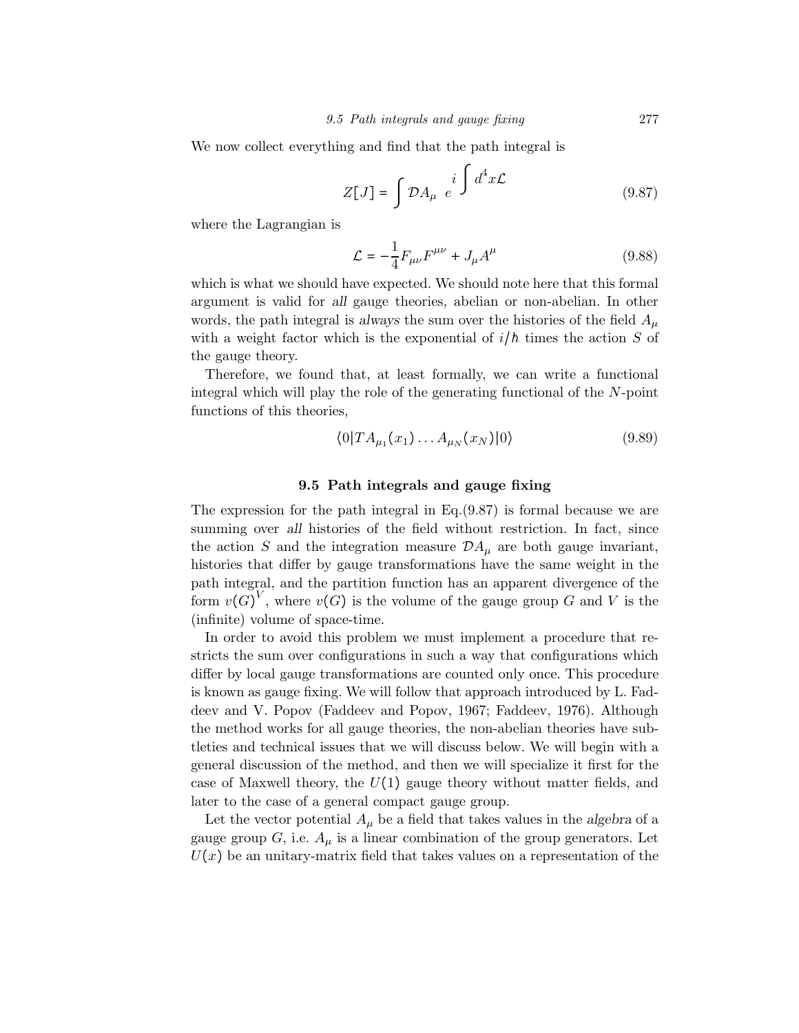We now collect everything and find that the path integral is

$$Z[J] = \int \mathcal{D}A_\mu \; e^{\displaystyle i\int d^4x \mathcal{L}} \tag{9.87}$$

where the Lagrangian is

$$\mathcal{L} = -\frac{1}{4}F_{\mu\nu}F^{\mu\nu} + J_\mu A^\mu \tag{9.88}$$

which is what we should have expected. We should note here that this formal argument is valid for *all* gauge theories, abelian or non-abelian. In other words, the path integral is *always* the sum over the histories of the field $A_\mu$ with a weight factor which is the exponential of $i/\hbar$ times the action $S$ of the gauge theory.

Therefore, we found that, at least formally, we can write a functional integral which will play the role of the generating functional of the $N$-point functions of this theories,

$$\langle 0|TA_{\mu_1}(x_1)\ldots A_{\mu_N}(x_N)|0\rangle \tag{9.89}$$

## 9.5 Path integrals and gauge fixing

The expression for the path integral in Eq.(9.87) is formal because we are summing over *all* histories of the field without restriction. In fact, since the action $S$ and the integration measure $\mathcal{D}A_\mu$ are both gauge invariant, histories that differ by gauge transformations have the same weight in the path integral, and the partition function has an apparent divergence of the form $v(G)^V$, where $v(G)$ is the volume of the gauge group $G$ and $V$ is the (infinite) volume of space-time.

In order to avoid this problem we must implement a procedure that restricts the sum over configurations in such a way that configurations which differ by local gauge transformations are counted only once. This procedure is known as gauge fixing. We will follow that approach introduced by L. Faddeev and V. Popov (Faddeev and Popov, 1967; Faddeev, 1976). Although the method works for all gauge theories, the non-abelian theories have subtleties and technical issues that we will discuss below. We will begin with a general discussion of the method, and then we will specialize it first for the case of Maxwell theory, the $U(1)$ gauge theory without matter fields, and later to the case of a general compact gauge group.

Let the vector potential $A_\mu$ be a field that takes values in the *algebra* of a gauge group $G$, i.e. $A_\mu$ is a linear combination of the group generators. Let $U(x)$ be an unitary-matrix field that takes values on a representation of the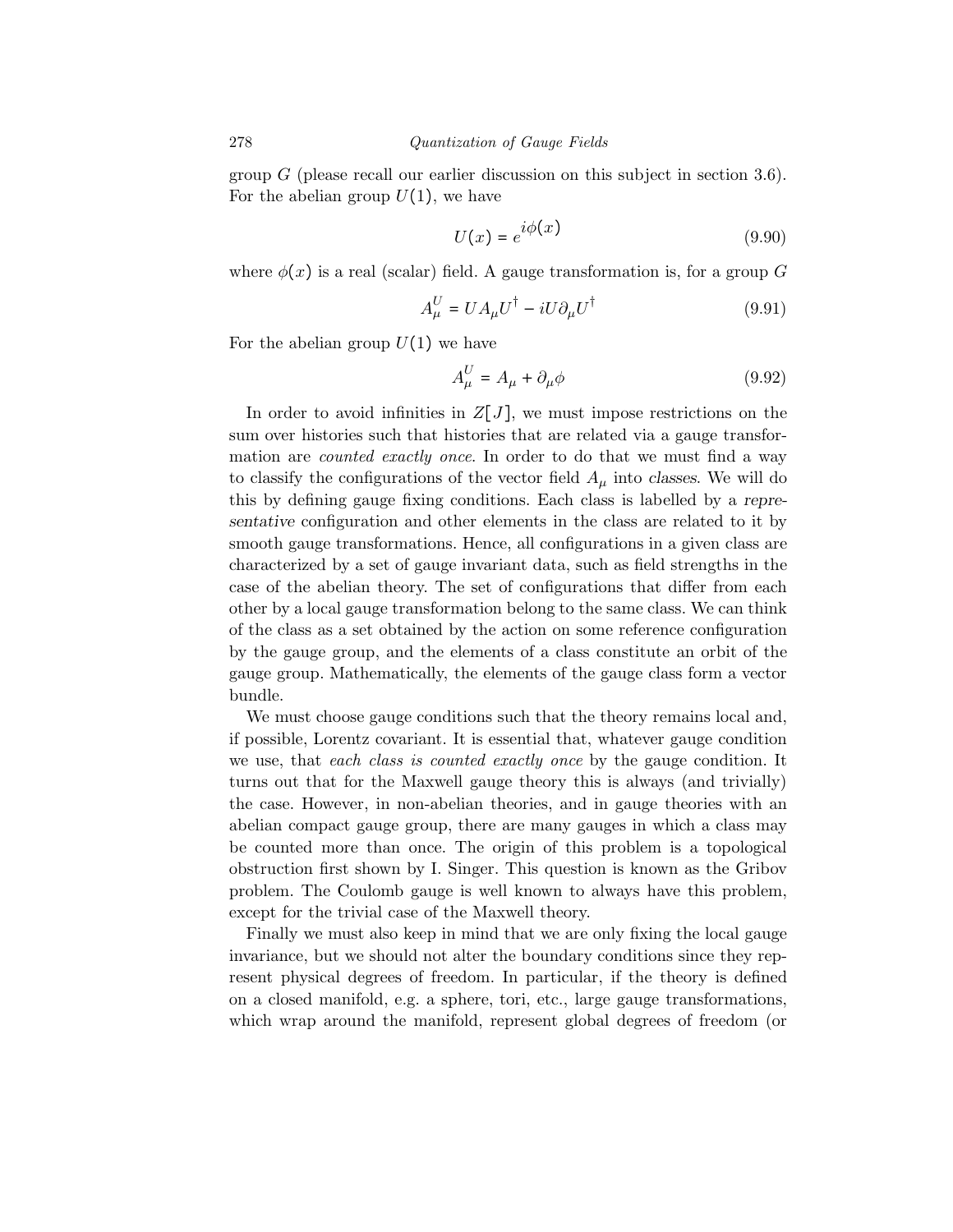group $G$ (please recall our earlier discussion on this subject in section 3.6). For the abelian group $U(1)$, we have

$$U(x) = e^{i\phi(x)} \tag{9.90}$$

where $\phi(x)$ is a real (scalar) field. A gauge transformation is, for a group $G$

$$A_\mu^U = U A_\mu U^\dagger - iU\partial_\mu U^\dagger \tag{9.91}$$

For the abelian group $U(1)$ we have

$$A_\mu^U = A_\mu + \partial_\mu \phi \tag{9.92}$$

In order to avoid infinities in $Z[J]$, we must impose restrictions on the sum over histories such that histories that are related via a gauge transformation are *counted exactly once*. In order to do that we must find a way to classify the configurations of the vector field $A_\mu$ into *classes*. We will do this by defining gauge fixing conditions. Each class is labelled by a *representative* configuration and other elements in the class are related to it by smooth gauge transformations. Hence, all configurations in a given class are characterized by a set of gauge invariant data, such as field strengths in the case of the abelian theory. The set of configurations that differ from each other by a local gauge transformation belong to the same class. We can think of the class as a set obtained by the action on some reference configuration by the gauge group, and the elements of a class constitute an orbit of the gauge group. Mathematically, the elements of the gauge class form a vector bundle.

We must choose gauge conditions such that the theory remains local and, if possible, Lorentz covariant. It is essential that, whatever gauge condition we use, that *each class is counted exactly once* by the gauge condition. It turns out that for the Maxwell gauge theory this is always (and trivially) the case. However, in non-abelian theories, and in gauge theories with an abelian compact gauge group, there are many gauges in which a class may be counted more than once. The origin of this problem is a topological obstruction first shown by I. Singer. This question is known as the Gribov problem. The Coulomb gauge is well known to always have this problem, except for the trivial case of the Maxwell theory.

Finally we must also keep in mind that we are only fixing the local gauge invariance, but we should not alter the boundary conditions since they represent physical degrees of freedom. In particular, if the theory is defined on a closed manifold, e.g. a sphere, tori, etc., large gauge transformations, which wrap around the manifold, represent global degrees of freedom (or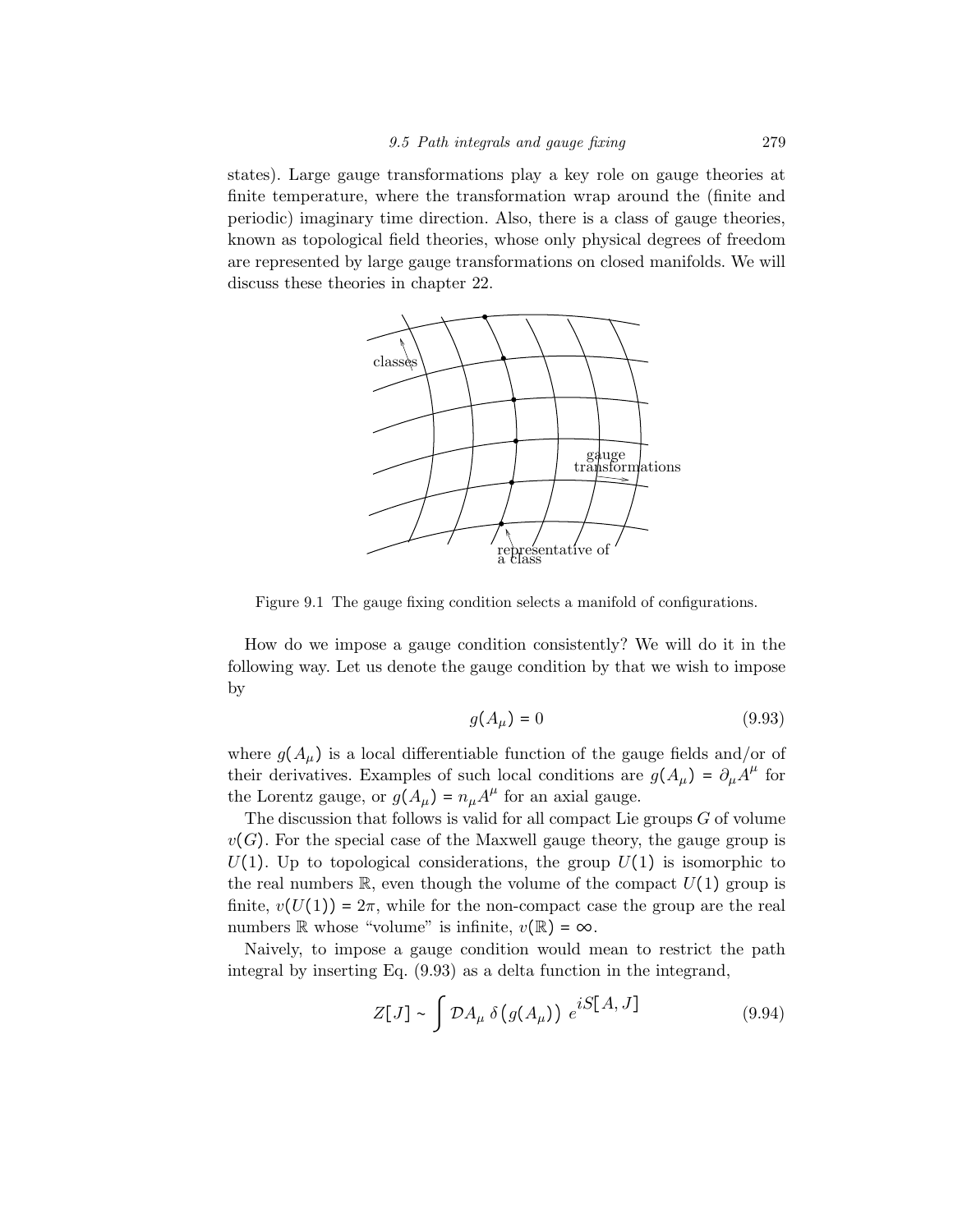states). Large gauge transformations play a key role on gauge theories at finite temperature, where the transformation wrap around the (finite and periodic) imaginary time direction. Also, there is a class of gauge theories, known as topological field theories, whose only physical degrees of freedom are represented by large gauge transformations on closed manifolds. We will discuss these theories in chapter 22.

Figure 9.1 The gauge fixing condition selects a manifold of configurations.

How do we impose a gauge condition consistently? We will do it in the following way. Let us denote the gauge condition by that we wish to impose by

$$g(A_\mu) = 0 \tag{9.93}$$

where $g(A_\mu)$ is a local differentiable function of the gauge fields and/or of their derivatives. Examples of such local conditions are $g(A_\mu) = \partial_\mu A^\mu$ for the Lorentz gauge, or $g(A_\mu) = n_\mu A^\mu$ for an axial gauge.

The discussion that follows is valid for all compact Lie groups $G$ of volume $v(G)$. For the special case of the Maxwell gauge theory, the gauge group is $U(1)$. Up to topological considerations, the group $U(1)$ is isomorphic to the real numbers $\mathbb{R}$, even though the volume of the compact $U(1)$ group is finite, $v(U(1)) = 2\pi$, while for the non-compact case the group are the real numbers $\mathbb{R}$ whose "volume" is infinite, $v(\mathbb{R}) = \infty$.

Naively, to impose a gauge condition would mean to restrict the path integral by inserting Eq. (9.93) as a delta function in the integrand,

$$Z[J] \sim \int \mathcal{D}A_\mu \, \delta\big(g(A_\mu)\big) \, e^{iS[A, J]} \tag{9.94}$$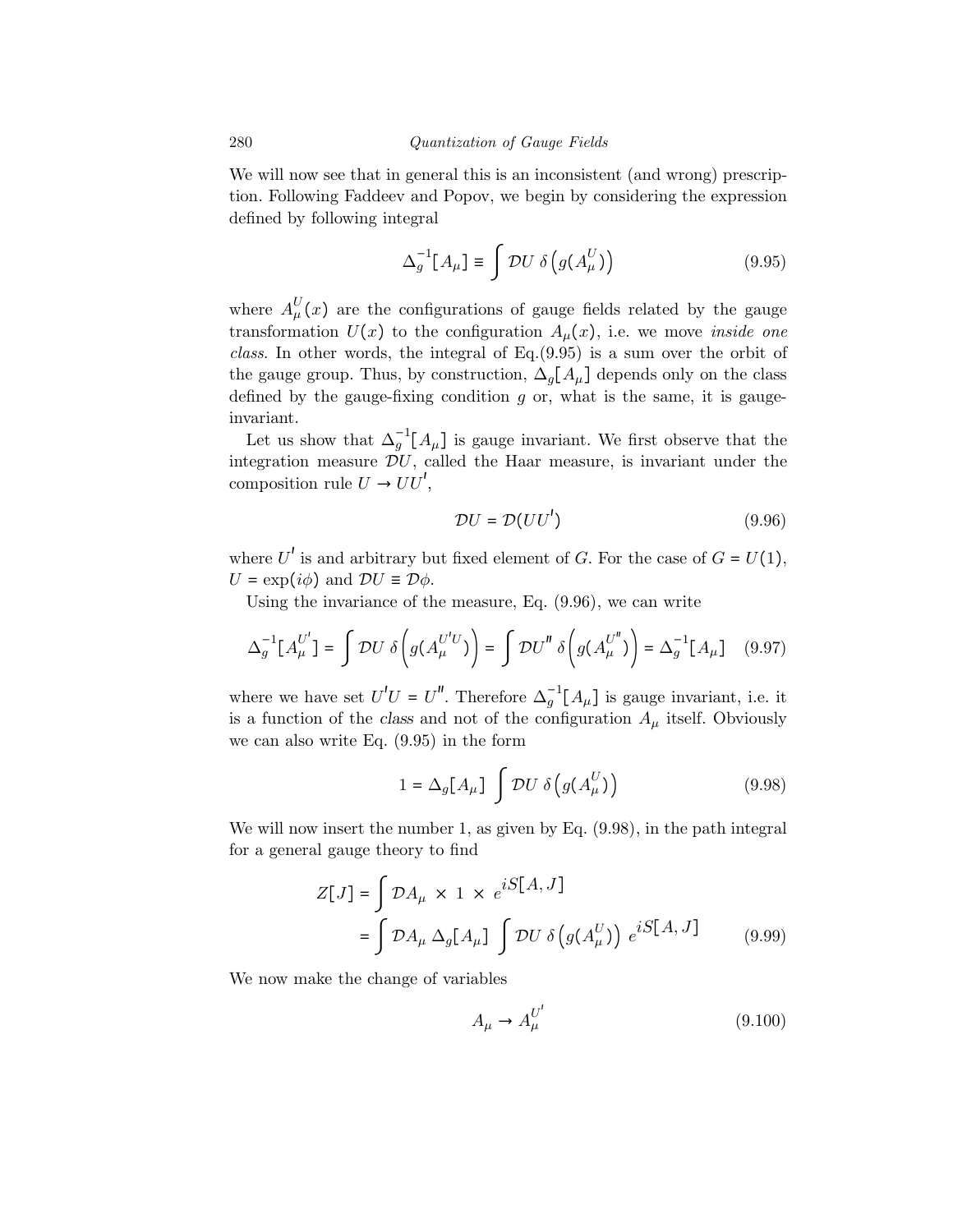We will now see that in general this is an inconsistent (and wrong) prescription. Following Faddeev and Popov, we begin by considering the expression defined by following integral

$$\Delta_g^{-1}[A_\mu] \equiv \int \mathcal{D}U \; \delta\left(g(A_\mu^U)\right) \tag{9.95}$$

where $A_\mu^U(x)$ are the configurations of gauge fields related by the gauge transformation $U(x)$ to the configuration $A_\mu(x)$, i.e. we move *inside one class*. In other words, the integral of Eq.(9.95) is a sum over the orbit of the gauge group. Thus, by construction, $\Delta_g[A_\mu]$ depends only on the class defined by the gauge-fixing condition $g$ or, what is the same, it is gauge-invariant.

Let us show that $\Delta_g^{-1}[A_\mu]$ is gauge invariant. We first observe that the integration measure $\mathcal{D}U$, called the Haar measure, is invariant under the composition rule $U \to UU'$,

$$\mathcal{D}U = \mathcal{D}(UU') \tag{9.96}$$

where $U'$ is and arbitrary but fixed element of $G$. For the case of $G = U(1)$, $U = \exp(i\phi)$ and $\mathcal{D}U \equiv \mathcal{D}\phi$.

Using the invariance of the measure, Eq. (9.96), we can write

$$\Delta_g^{-1}[A_\mu^{U'}] = \int \mathcal{D}U \; \delta\left(g(A_\mu^{U'U})\right) = \int \mathcal{D}U'' \; \delta\left(g(A_\mu^{U''})\right) = \Delta_g^{-1}[A_\mu] \tag{9.97}$$

where we have set $U'U = U''$. Therefore $\Delta_g^{-1}[A_\mu]$ is gauge invariant, i.e. it is a function of the *class* and not of the configuration $A_\mu$ itself. Obviously we can also write Eq. (9.95) in the form

$$1 = \Delta_g[A_\mu] \int \mathcal{D}U \; \delta\left(g(A_\mu^U)\right) \tag{9.98}$$

We will now insert the number 1, as given by Eq. (9.98), in the path integral for a general gauge theory to find

$$\begin{aligned} Z[J] &= \int \mathcal{D}A_\mu \times 1 \times e^{iS[A,\,J]} \\ &= \int \mathcal{D}A_\mu \; \Delta_g[A_\mu] \int \mathcal{D}U \; \delta\left(g(A_\mu^U)\right) \; e^{iS[A,\,J]} \end{aligned} \tag{9.99}$$

We now make the change of variables

$$A_\mu \to A_\mu^{U'} \tag{9.100}$$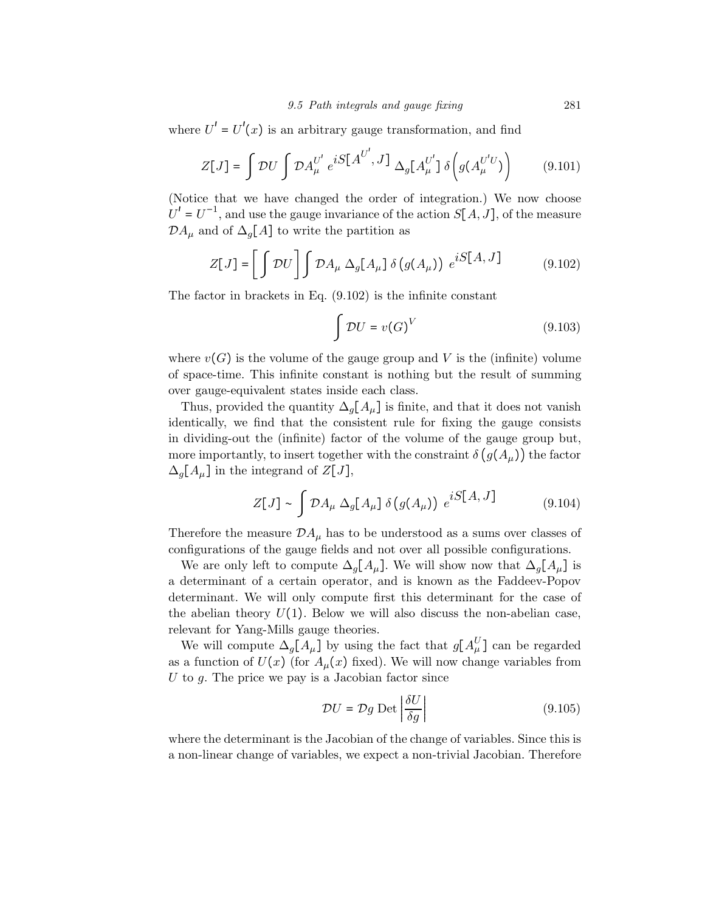where $U' = U'(x)$ is an arbitrary gauge transformation, and find

$$Z[J] = \int \mathcal{D}U \int \mathcal{D}A_\mu^{U'} \; e^{iS[A^{U'}, J]} \; \Delta_g[A_\mu^{U'}] \; \delta\Big(g(A_\mu^{U'U})\Big) \tag{9.101}$$

(Notice that we have changed the order of integration.) We now choose $U' = U^{-1}$, and use the gauge invariance of the action $S[A, J]$, of the measure $\mathcal{D}A_\mu$ and of $\Delta_g[A]$ to write the partition as

$$Z[J] = \left[\int \mathcal{D}U\right] \int \mathcal{D}A_\mu \; \Delta_g[A_\mu] \; \delta\big(g(A_\mu)\big) \; e^{iS[A, J]} \tag{9.102}$$

The factor in brackets in Eq. (9.102) is the infinite constant

$$\int \mathcal{D}U = v(G)^V \tag{9.103}$$

where $v(G)$ is the volume of the gauge group and $V$ is the (infinite) volume of space-time. This infinite constant is nothing but the result of summing over gauge-equivalent states inside each class.

Thus, provided the quantity $\Delta_g[A_\mu]$ is finite, and that it does not vanish identically, we find that the consistent rule for fixing the gauge consists in dividing-out the (infinite) factor of the volume of the gauge group but, more importantly, to insert together with the constraint $\delta\big(g(A_\mu)\big)$ the factor $\Delta_g[A_\mu]$ in the integrand of $Z[J]$,

$$Z[J] \sim \int \mathcal{D}A_\mu \; \Delta_g[A_\mu] \; \delta\big(g(A_\mu)\big) \; e^{iS[A, J]} \tag{9.104}$$

Therefore the measure $\mathcal{D}A_\mu$ has to be understood as a sums over classes of configurations of the gauge fields and not over all possible configurations.

We are only left to compute $\Delta_g[A_\mu]$. We will show now that $\Delta_g[A_\mu]$ is a determinant of a certain operator, and is known as the Faddeev-Popov determinant. We will only compute first this determinant for the case of the abelian theory $U(1)$. Below we will also discuss the non-abelian case, relevant for Yang-Mills gauge theories.

We will compute $\Delta_g[A_\mu]$ by using the fact that $g[A_\mu^U]$ can be regarded as a function of $U(x)$ (for $A_\mu(x)$ fixed). We will now change variables from $U$ to $g$. The price we pay is a Jacobian factor since

$$\mathcal{D}U = \mathcal{D}g \; \mathrm{Det}\left|\frac{\delta U}{\delta g}\right| \tag{9.105}$$

where the determinant is the Jacobian of the change of variables. Since this is a non-linear change of variables, we expect a non-trivial Jacobian. Therefore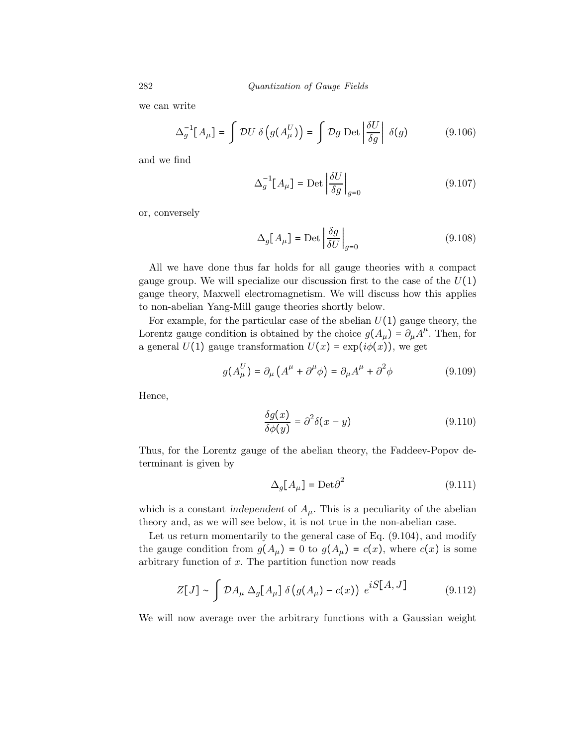we can write

$$\Delta_g^{-1}[A_\mu] = \int \mathcal{D}U \; \delta\left(g(A_\mu^U)\right) = \int \mathcal{D}g \; \text{Det}\left|\frac{\delta U}{\delta g}\right| \; \delta(g) \tag{9.106}$$

and we find

$$\Delta_g^{-1}[A_\mu] = \text{Det}\left|\frac{\delta U}{\delta g}\right|_{g=0} \tag{9.107}$$

or, conversely

$$\Delta_g[A_\mu] = \text{Det}\left|\frac{\delta g}{\delta U}\right|_{g=0} \tag{9.108}$$

All we have done thus far holds for all gauge theories with a compact gauge group. We will specialize our discussion first to the case of the $U(1)$ gauge theory, Maxwell electromagnetism. We will discuss how this applies to non-abelian Yang-Mill gauge theories shortly below.

For example, for the particular case of the abelian $U(1)$ gauge theory, the Lorentz gauge condition is obtained by the choice $g(A_\mu) = \partial_\mu A^\mu$. Then, for a general $U(1)$ gauge transformation $U(x) = \exp(i\phi(x))$, we get

$$g(A_\mu^U) = \partial_\mu\left(A^\mu + \partial^\mu \phi\right) = \partial_\mu A^\mu + \partial^2 \phi \tag{9.109}$$

Hence,

$$\frac{\delta g(x)}{\delta \phi(y)} = \partial^2 \delta(x-y) \tag{9.110}$$

Thus, for the Lorentz gauge of the abelian theory, the Faddeev-Popov determinant is given by

$$\Delta_g[A_\mu] = \text{Det}\partial^2 \tag{9.111}$$

which is a constant *independent* of $A_\mu$. This is a peculiarity of the abelian theory and, as we will see below, it is not true in the non-abelian case.

Let us return momentarily to the general case of Eq. (9.104), and modify the gauge condition from $g(A_\mu) = 0$ to $g(A_\mu) = c(x)$, where $c(x)$ is some arbitrary function of $x$. The partition function now reads

$$Z[J] \sim \int \mathcal{D}A_\mu \; \Delta_g[A_\mu] \; \delta\left(g(A_\mu) - c(x)\right) \; e^{iS[A,J]} \tag{9.112}$$

We will now average over the arbitrary functions with a Gaussian weight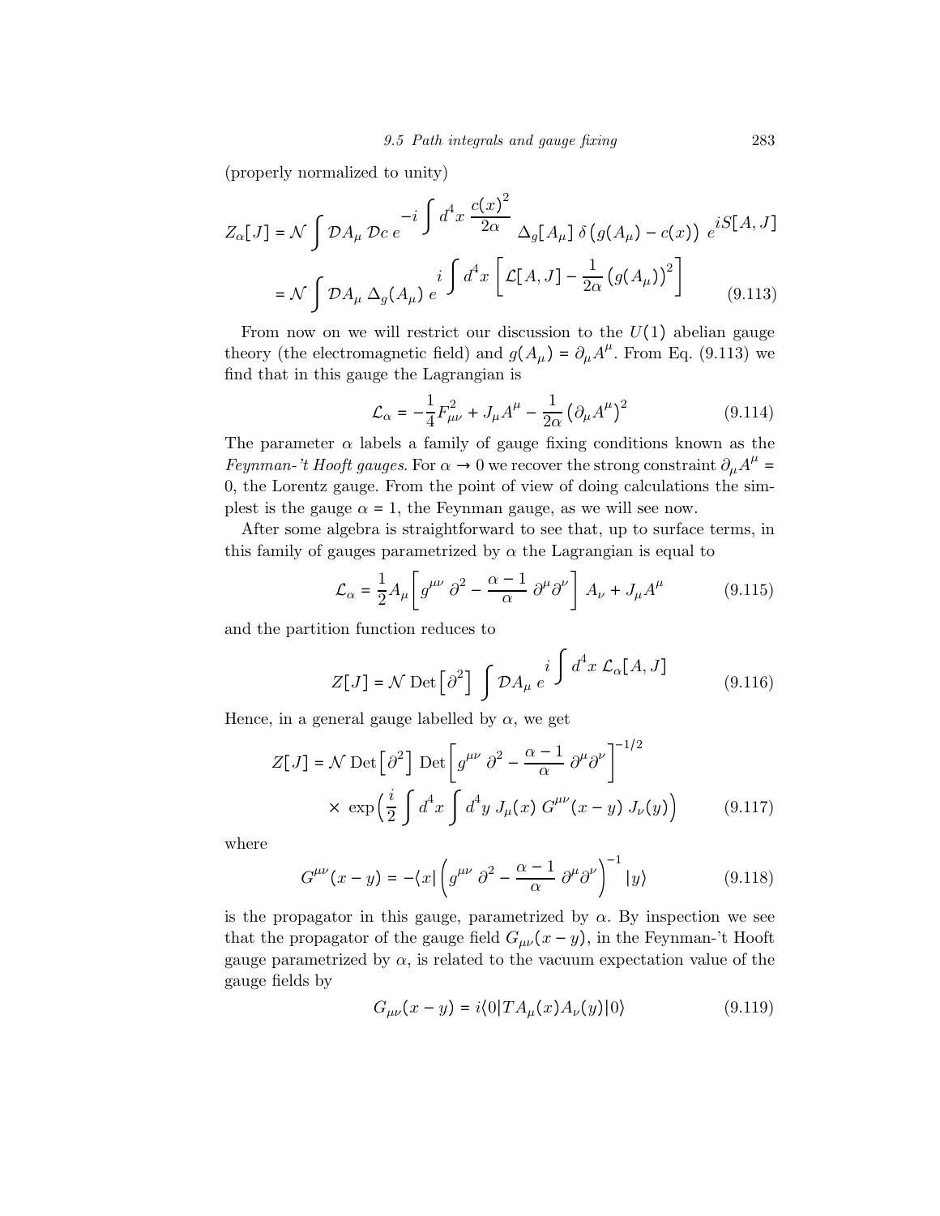(properly normalized to unity)

$$
\begin{aligned}
Z_\alpha[J] &= \mathcal{N} \int \mathcal{D}A_\mu \, \mathcal{D}c \, e^{-i \int d^4x \, \frac{c(x)^2}{2\alpha}} \, \Delta_g[A_\mu] \, \delta\left(g(A_\mu) - c(x)\right) \, e^{iS[A,J]} \\
&= \mathcal{N} \int \mathcal{D}A_\mu \, \Delta_g(A_\mu) \, e^{i \int d^4x \left[\mathcal{L}[A,J] - \frac{1}{2\alpha}\left(g(A_\mu)\right)^2\right]}
\end{aligned}
\tag{9.113}
$$

From now on we will restrict our discussion to the $U(1)$ abelian gauge theory (the electromagnetic field) and $g(A_\mu) = \partial_\mu A^\mu$. From Eq. (9.113) we find that in this gauge the Lagrangian is

$$
\mathcal{L}_\alpha = -\frac{1}{4} F_{\mu\nu}^2 + J_\mu A^\mu - \frac{1}{2\alpha}\left(\partial_\mu A^\mu\right)^2 \tag{9.114}
$$

The parameter $\alpha$ labels a family of gauge fixing conditions known as the *Feynman-'t Hooft gauges*. For $\alpha \to 0$ we recover the strong constraint $\partial_\mu A^\mu = 0$, the Lorentz gauge. From the point of view of doing calculations the simplest is the gauge $\alpha = 1$, the Feynman gauge, as we will see now.

After some algebra is straightforward to see that, up to surface terms, in this family of gauges parametrized by $\alpha$ the Lagrangian is equal to

$$
\mathcal{L}_\alpha = \frac{1}{2} A_\mu \left[ g^{\mu\nu} \, \partial^2 - \frac{\alpha - 1}{\alpha} \, \partial^\mu \partial^\nu \right] A_\nu + J_\mu A^\mu \tag{9.115}
$$

and the partition function reduces to

$$
Z[J] = \mathcal{N} \, \mathrm{Det}\left[\partial^2\right] \int \mathcal{D}A_\mu \, e^{i \int d^4x \, \mathcal{L}_\alpha[A,J]} \tag{9.116}
$$

Hence, in a general gauge labelled by $\alpha$, we get

$$
\begin{aligned}
Z[J] = \mathcal{N} \, \mathrm{Det}\left[\partial^2\right] \, &\mathrm{Det}\left[ g^{\mu\nu} \, \partial^2 - \frac{\alpha - 1}{\alpha} \, \partial^\mu \partial^\nu \right]^{-1/2} \\
&\times \exp\left( \frac{i}{2} \int d^4x \int d^4y \, J_\mu(x) \, G^{\mu\nu}(x-y) \, J_\nu(y) \right)
\end{aligned}
\tag{9.117}
$$

where

$$
G^{\mu\nu}(x-y) = -\langle x | \left( g^{\mu\nu} \, \partial^2 - \frac{\alpha - 1}{\alpha} \, \partial^\mu \partial^\nu \right)^{-1} | y \rangle \tag{9.118}
$$

is the propagator in this gauge, parametrized by $\alpha$. By inspection we see that the propagator of the gauge field $G_{\mu\nu}(x-y)$, in the Feynman-'t Hooft gauge parametrized by $\alpha$, is related to the vacuum expectation value of the gauge fields by

$$
G_{\mu\nu}(x-y) = i\langle 0 | T A_\mu(x) A_\nu(y) | 0 \rangle \tag{9.119}
$$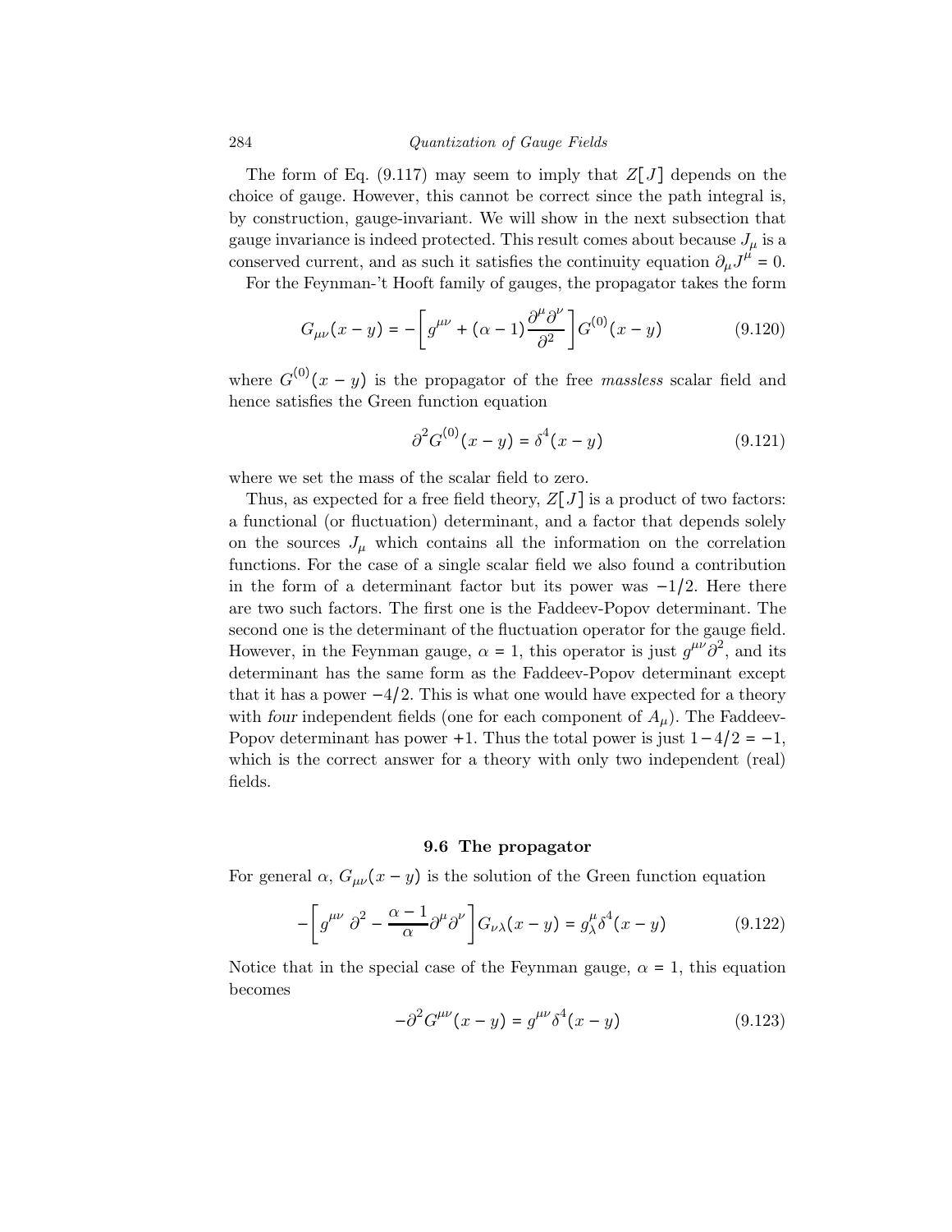The form of Eq. (9.117) may seem to imply that $Z[J]$ depends on the choice of gauge. However, this cannot be correct since the path integral is, by construction, gauge-invariant. We will show in the next subsection that gauge invariance is indeed protected. This result comes about because $J_\mu$ is a conserved current, and as such it satisfies the continuity equation $\partial_\mu J^\mu = 0$.

For the Feynman-'t Hooft family of gauges, the propagator takes the form

$$G_{\mu\nu}(x-y) = -\left[g^{\mu\nu} + (\alpha - 1)\frac{\partial^\mu \partial^\nu}{\partial^2}\right] G^{(0)}(x-y) \tag{9.120}$$

where $G^{(0)}(x-y)$ is the propagator of the free *massless* scalar field and hence satisfies the Green function equation

$$\partial^2 G^{(0)}(x-y) = \delta^4(x-y) \tag{9.121}$$

where we set the mass of the scalar field to zero.

Thus, as expected for a free field theory, $Z[J]$ is a product of two factors: a functional (or fluctuation) determinant, and a factor that depends solely on the sources $J_\mu$ which contains all the information on the correlation functions. For the case of a single scalar field we also found a contribution in the form of a determinant factor but its power was $-1/2$. Here there are two such factors. The first one is the Faddeev-Popov determinant. The second one is the determinant of the fluctuation operator for the gauge field. However, in the Feynman gauge, $\alpha = 1$, this operator is just $g^{\mu\nu}\partial^2$, and its determinant has the same form as the Faddeev-Popov determinant except that it has a power $-4/2$. This is what one would have expected for a theory with *four* independent fields (one for each component of $A_\mu$). The Faddeev-Popov determinant has power $+1$. Thus the total power is just $1 - 4/2 = -1$, which is the correct answer for a theory with only two independent (real) fields.

### 9.6 The propagator

For general $\alpha$, $G_{\mu\nu}(x-y)$ is the solution of the Green function equation

$$-\left[g^{\mu\nu}\,\partial^2 - \frac{\alpha - 1}{\alpha}\partial^\mu \partial^\nu\right] G_{\nu\lambda}(x-y) = g^\mu_\lambda \delta^4(x-y) \tag{9.122}$$

Notice that in the special case of the Feynman gauge, $\alpha = 1$, this equation becomes

$$-\partial^2 G^{\mu\nu}(x-y) = g^{\mu\nu}\delta^4(x-y) \tag{9.123}$$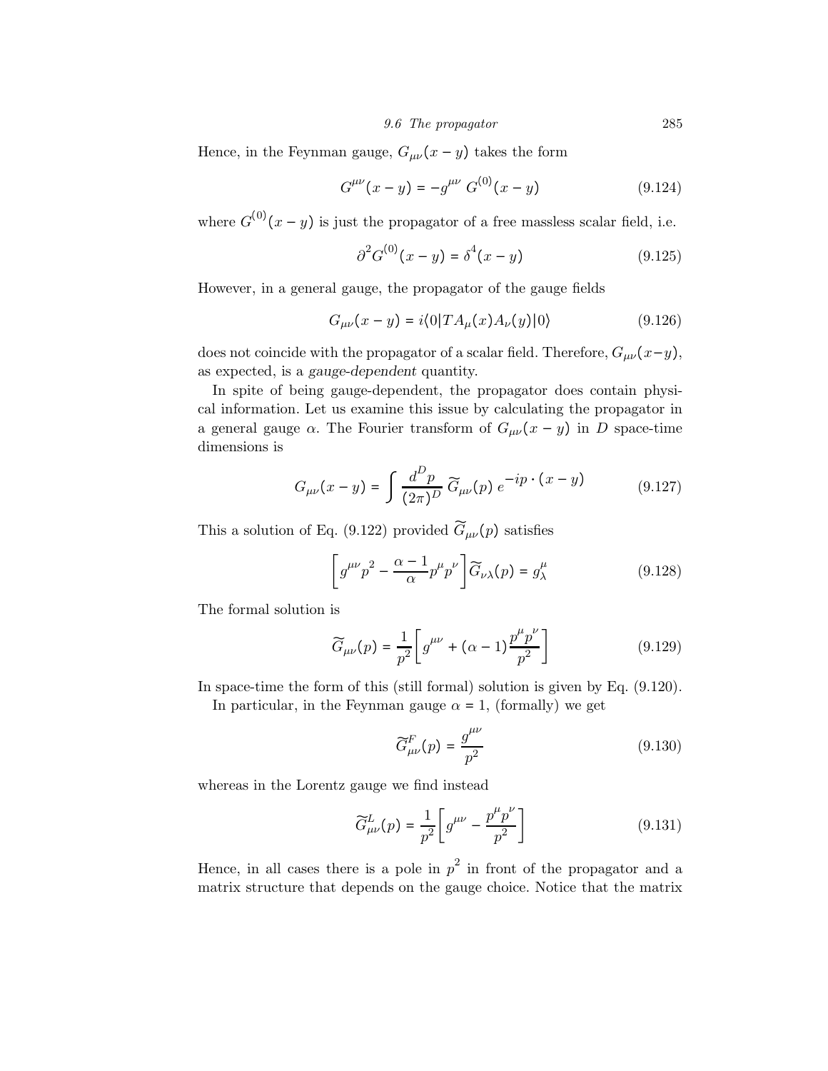Hence, in the Feynman gauge, $G_{\mu\nu}(x-y)$ takes the form

$$G^{\mu\nu}(x-y) = -g^{\mu\nu}\, G^{(0)}(x-y) \tag{9.124}$$

where $G^{(0)}(x-y)$ is just the propagator of a free massless scalar field, i.e.

$$\partial^2 G^{(0)}(x-y) = \delta^4(x-y) \tag{9.125}$$

However, in a general gauge, the propagator of the gauge fields

$$G_{\mu\nu}(x-y) = i\langle 0|TA_\mu(x)A_\nu(y)|0\rangle \tag{9.126}$$

does not coincide with the propagator of a scalar field. Therefore, $G_{\mu\nu}(x-y)$, as expected, is a *gauge-dependent* quantity.

In spite of being gauge-dependent, the propagator does contain physical information. Let us examine this issue by calculating the propagator in a general gauge $\alpha$. The Fourier transform of $G_{\mu\nu}(x-y)$ in $D$ space-time dimensions is

$$G_{\mu\nu}(x-y) = \int \frac{d^D p}{(2\pi)^D}\, \widetilde{G}_{\mu\nu}(p)\, e^{-ip\cdot(x-y)} \tag{9.127}$$

This a solution of Eq. (9.122) provided $\widetilde{G}_{\mu\nu}(p)$ satisfies

$$\left[g^{\mu\nu}p^2 - \frac{\alpha-1}{\alpha}p^\mu p^\nu\right]\widetilde{G}_{\nu\lambda}(p) = g^\mu_\lambda \tag{9.128}$$

The formal solution is

$$\widetilde{G}_{\mu\nu}(p) = \frac{1}{p^2}\left[g^{\mu\nu} + (\alpha-1)\frac{p^\mu p^\nu}{p^2}\right] \tag{9.129}$$

In space-time the form of this (still formal) solution is given by Eq. (9.120).

In particular, in the Feynman gauge $\alpha = 1$, (formally) we get

$$\widetilde{G}^F_{\mu\nu}(p) = \frac{g^{\mu\nu}}{p^2} \tag{9.130}$$

whereas in the Lorentz gauge we find instead

$$\widetilde{G}^L_{\mu\nu}(p) = \frac{1}{p^2}\left[g^{\mu\nu} - \frac{p^\mu p^\nu}{p^2}\right] \tag{9.131}$$

Hence, in all cases there is a pole in $p^2$ in front of the propagator and a matrix structure that depends on the gauge choice. Notice that the matrix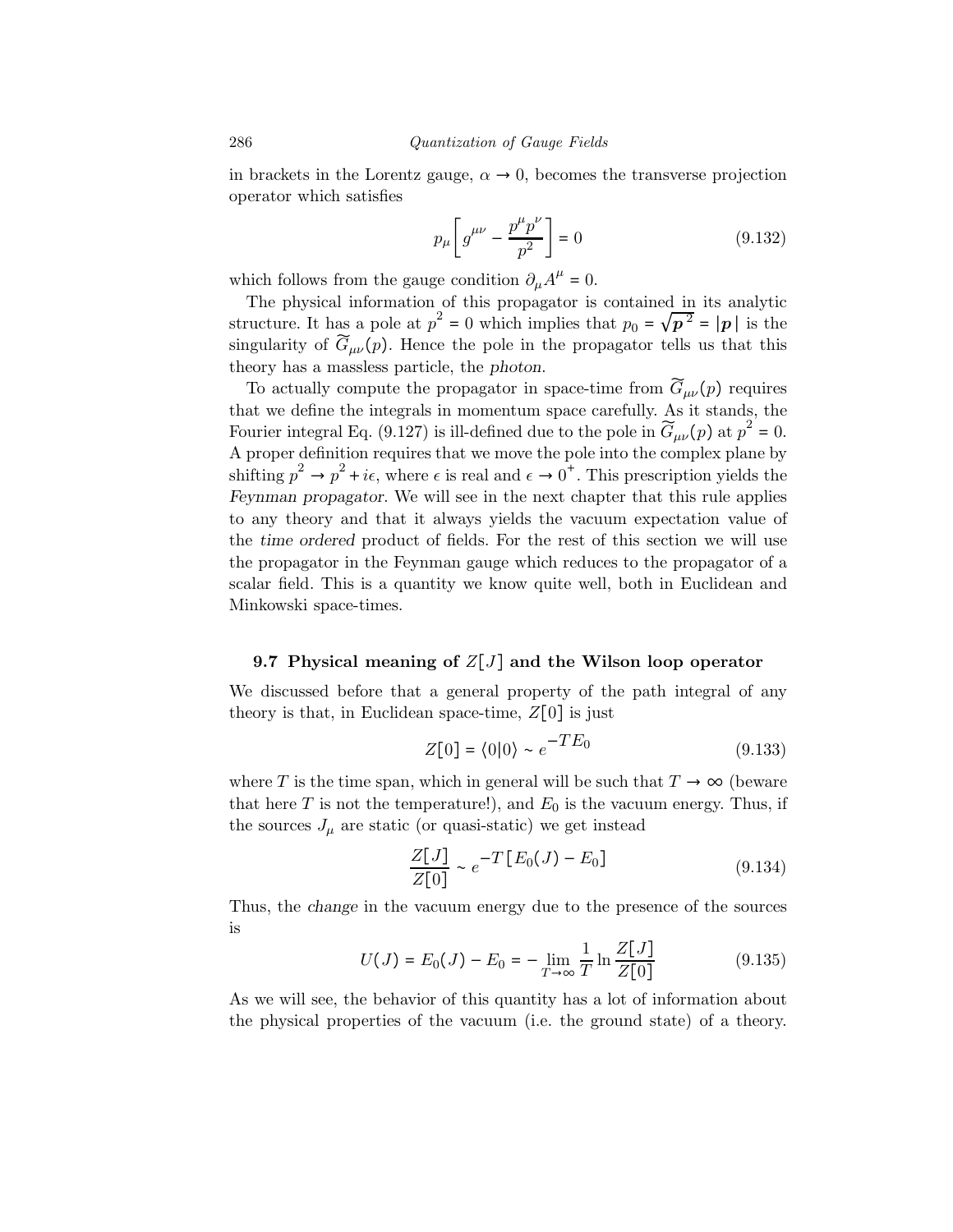in brackets in the Lorentz gauge, $\alpha \to 0$, becomes the transverse projection operator which satisfies

$$p_\mu \left[ g^{\mu\nu} - \frac{p^\mu p^\nu}{p^2} \right] = 0 \tag{9.132}$$

which follows from the gauge condition $\partial_\mu A^\mu = 0$.

The physical information of this propagator is contained in its analytic structure. It has a pole at $p^2 = 0$ which implies that $p_0 = \sqrt{\boldsymbol{p}^2} = |\boldsymbol{p}|$ is the singularity of $\widetilde{G}_{\mu\nu}(p)$. Hence the pole in the propagator tells us that this theory has a massless particle, the *photon*.

To actually compute the propagator in space-time from $\widetilde{G}_{\mu\nu}(p)$ requires that we define the integrals in momentum space carefully. As it stands, the Fourier integral Eq. (9.127) is ill-defined due to the pole in $\widetilde{G}_{\mu\nu}(p)$ at $p^2 = 0$. A proper definition requires that we move the pole into the complex plane by shifting $p^2 \to p^2 + i\epsilon$, where $\epsilon$ is real and $\epsilon \to 0^+$. This prescription yields the *Feynman propagator*. We will see in the next chapter that this rule applies to any theory and that it always yields the vacuum expectation value of the *time ordered* product of fields. For the rest of this section we will use the propagator in the Feynman gauge which reduces to the propagator of a scalar field. This is a quantity we know quite well, both in Euclidean and Minkowski space-times.

## 9.7 Physical meaning of $Z[J]$ and the Wilson loop operator

We discussed before that a general property of the path integral of any theory is that, in Euclidean space-time, $Z[0]$ is just

$$Z[0] = \langle 0|0 \rangle \sim e^{-TE_0} \tag{9.133}$$

where $T$ is the time span, which in general will be such that $T \to \infty$ (beware that here $T$ is not the temperature!), and $E_0$ is the vacuum energy. Thus, if the sources $J_\mu$ are static (or quasi-static) we get instead

$$\frac{Z[J]}{Z[0]} \sim e^{-T\left[E_0(J) - E_0\right]} \tag{9.134}$$

Thus, the *change* in the vacuum energy due to the presence of the sources is

$$U(J) = E_0(J) - E_0 = -\lim_{T\to\infty} \frac{1}{T} \ln \frac{Z[J]}{Z[0]} \tag{9.135}$$

As we will see, the behavior of this quantity has a lot of information about the physical properties of the vacuum (i.e. the ground state) of a theory.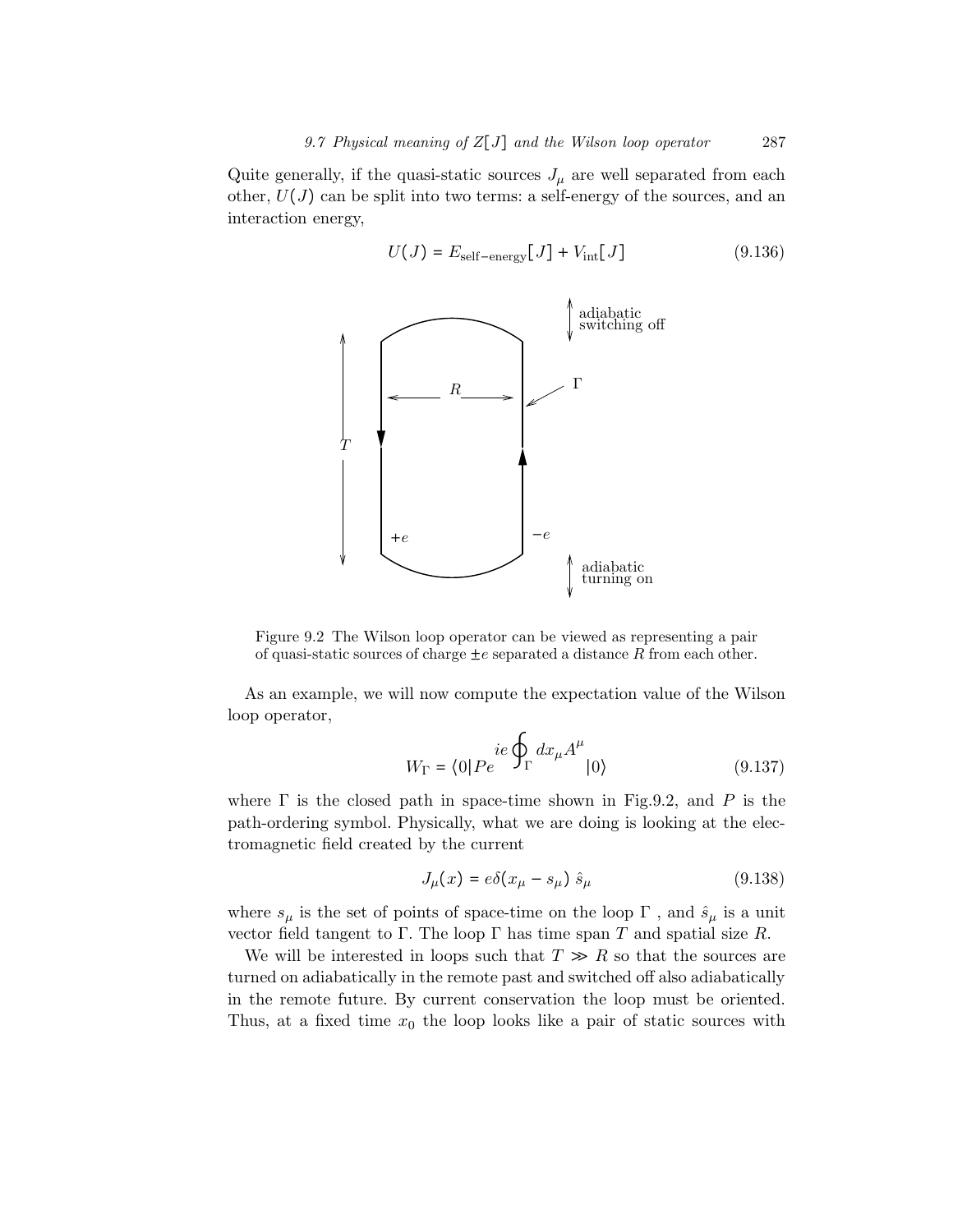Quite generally, if the quasi-static sources $J_\mu$ are well separated from each other, $U(J)$ can be split into two terms: a self-energy of the sources, and an interaction energy,

$$U(J) = E_{\text{self-energy}}[J] + V_{\text{int}}[J] \tag{9.136}$$

Figure 9.2 The Wilson loop operator can be viewed as representing a pair of quasi-static sources of charge $\pm e$ separated a distance $R$ from each other.

As an example, we will now compute the expectation value of the Wilson loop operator,

$$W_\Gamma = \langle 0| P e^{ie \oint_\Gamma dx_\mu A^\mu} |0\rangle \tag{9.137}$$

where $\Gamma$ is the closed path in space-time shown in Fig.9.2, and $P$ is the path-ordering symbol. Physically, what we are doing is looking at the electromagnetic field created by the current

$$J_\mu(x) = e\delta(x_\mu - s_\mu)\ \hat{s}_\mu \tag{9.138}$$

where $s_\mu$ is the set of points of space-time on the loop $\Gamma$ , and $\hat{s}_\mu$ is a unit vector field tangent to $\Gamma$. The loop $\Gamma$ has time span $T$ and spatial size $R$.

We will be interested in loops such that $T \gg R$ so that the sources are turned on adiabatically in the remote past and switched off also adiabatically in the remote future. By current conservation the loop must be oriented. Thus, at a fixed time $x_0$ the loop looks like a pair of static sources with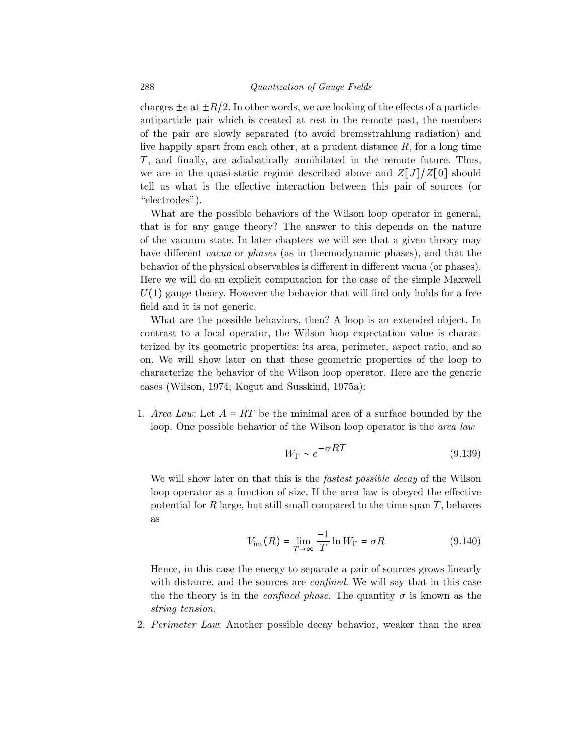charges $\pm e$ at $\pm R/2$. In other words, we are looking of the effects of a particle-antiparticle pair which is created at rest in the remote past, the members of the pair are slowly separated (to avoid bremsstrahlung radiation) and live happily apart from each other, at a prudent distance $R$, for a long time $T$, and finally, are adiabatically annihilated in the remote future. Thus, we are in the quasi-static regime described above and $Z[J]/Z[0]$ should tell us what is the effective interaction between this pair of sources (or "electrodes").

What are the possible behaviors of the Wilson loop operator in general, that is for any gauge theory? The answer to this depends on the nature of the vacuum state. In later chapters we will see that a given theory may have different *vacua* or *phases* (as in thermodynamic phases), and that the behavior of the physical observables is different in different vacua (or phases). Here we will do an explicit computation for the case of the simple Maxwell $U(1)$ gauge theory. However the behavior that will find only holds for a free field and it is not generic.

What are the possible behaviors, then? A loop is an extended object. In contrast to a local operator, the Wilson loop expectation value is characterized by its geometric properties: its area, perimeter, aspect ratio, and so on. We will show later on that these geometric properties of the loop to characterize the behavior of the Wilson loop operator. Here are the generic cases (Wilson, 1974; Kogut and Susskind, 1975a):

1. *Area Law*: Let $A = RT$ be the minimal area of a surface bounded by the loop. One possible behavior of the Wilson loop operator is the *area law*

$$W_\Gamma \sim e^{-\sigma RT} \tag{9.139}$$

   We will show later on that this is the *fastest possible decay* of the Wilson loop operator as a function of size. If the area law is obeyed the effective potential for $R$ large, but still small compared to the time span $T$, behaves as

$$V_{\text{int}}(R) = \lim_{T\to\infty} \frac{-1}{T} \ln W_\Gamma = \sigma R \tag{9.140}$$

   Hence, in this case the energy to separate a pair of sources grows linearly with distance, and the sources are *confined*. We will say that in this case the the theory is in the *confined phase*. The quantity $\sigma$ is known as the *string tension*.

2. *Perimeter Law*: Another possible decay behavior, weaker than the area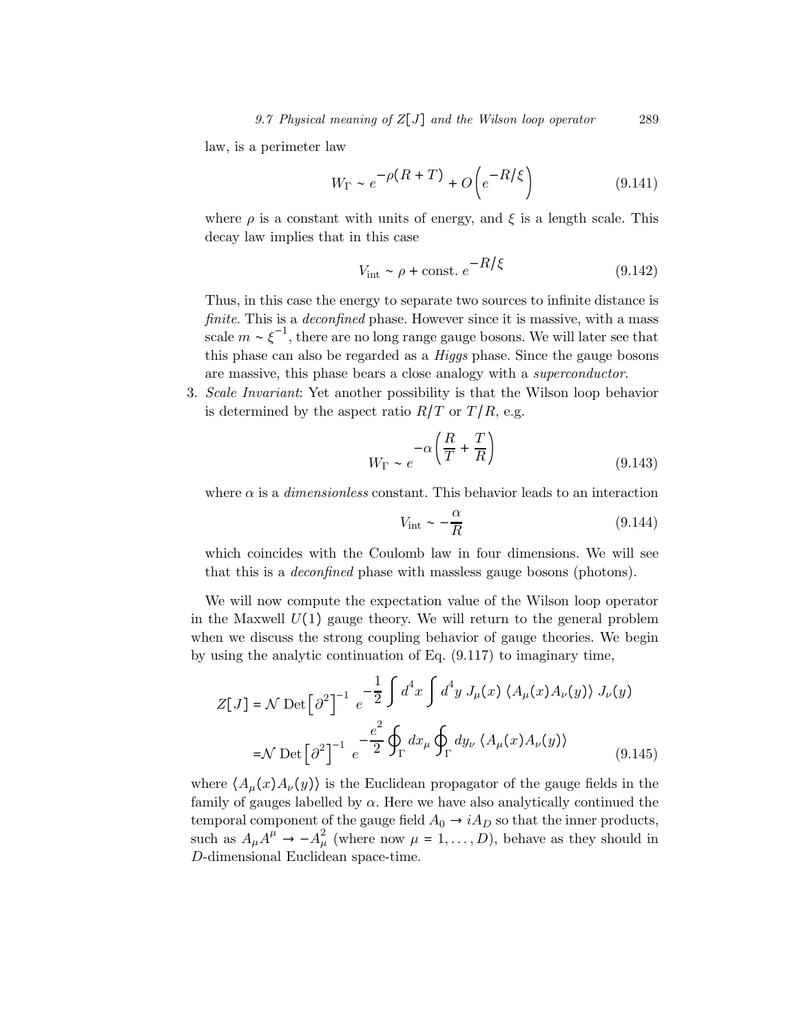law, is a perimeter law

$$W_\Gamma \sim e^{-\rho(R+T)} + O\left(e^{-R/\xi}\right) \tag{9.141}$$

where $\rho$ is a constant with units of energy, and $\xi$ is a length scale. This decay law implies that in this case

$$V_{\text{int}} \sim \rho + \text{const.}\ e^{-R/\xi} \tag{9.142}$$

Thus, in this case the energy to separate two sources to infinite distance is *finite*. This is a *deconfined* phase. However since it is massive, with a mass scale $m \sim \xi^{-1}$, there are no long range gauge bosons. We will later see that this phase can also be regarded as a *Higgs* phase. Since the gauge bosons are massive, this phase bears a close analogy with a *superconductor*.

3. *Scale Invariant*: Yet another possibility is that the Wilson loop behavior is determined by the aspect ratio $R/T$ or $T/R$, e.g.

$$W_\Gamma \sim e^{-\alpha\left(\frac{R}{T} + \frac{T}{R}\right)} \tag{9.143}$$

where $\alpha$ is a *dimensionless* constant. This behavior leads to an interaction

$$V_{\text{int}} \sim -\frac{\alpha}{R} \tag{9.144}$$

which coincides with the Coulomb law in four dimensions. We will see that this is a *deconfined* phase with massless gauge bosons (photons).

We will now compute the expectation value of the Wilson loop operator in the Maxwell $U(1)$ gauge theory. We will return to the general problem when we discuss the strong coupling behavior of gauge theories. We begin by using the analytic continuation of Eq. (9.117) to imaginary time,

$$\begin{aligned}
Z[J] &= \mathcal{N}\ \text{Det}\left[\partial^2\right]^{-1}\ e^{-\frac{1}{2}\int d^4x \int d^4y\ J_\mu(x)\ \langle A_\mu(x)A_\nu(y)\rangle\ J_\nu(y)} \\
&= \mathcal{N}\ \text{Det}\left[\partial^2\right]^{-1}\ e^{-\frac{e^2}{2}\oint_\Gamma dx_\mu \oint_\Gamma dy_\nu\ \langle A_\mu(x)A_\nu(y)\rangle}
\end{aligned} \tag{9.145}$$

where $\langle A_\mu(x)A_\nu(y)\rangle$ is the Euclidean propagator of the gauge fields in the family of gauges labelled by $\alpha$. Here we have also analytically continued the temporal component of the gauge field $A_0 \to iA_D$ so that the inner products, such as $A_\mu A^\mu \to -A_\mu^2$ (where now $\mu = 1, \ldots, D$), behave as they should in $D$-dimensional Euclidean space-time.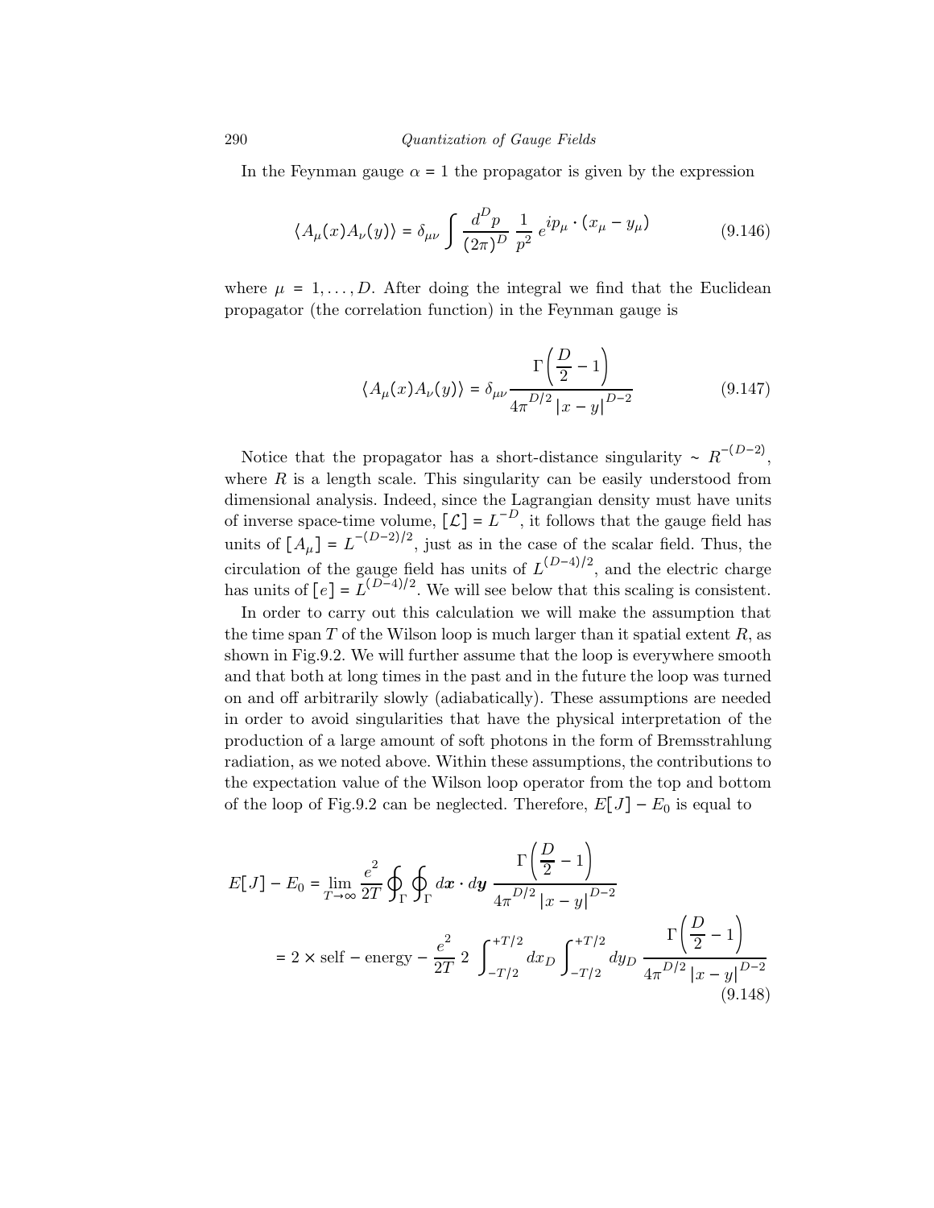In the Feynman gauge $\alpha = 1$ the propagator is given by the expression

$$\langle A_\mu(x) A_\nu(y) \rangle = \delta_{\mu\nu} \int \frac{d^D p}{(2\pi)^D} \frac{1}{p^2} e^{ip_\mu \cdot (x_\mu - y_\mu)} \tag{9.146}$$

where $\mu = 1, \ldots, D$. After doing the integral we find that the Euclidean propagator (the correlation function) in the Feynman gauge is

$$\langle A_\mu(x) A_\nu(y) \rangle = \delta_{\mu\nu} \frac{\Gamma\left(\dfrac{D}{2} - 1\right)}{4\pi^{D/2} |x - y|^{D-2}} \tag{9.147}$$

Notice that the propagator has a short-distance singularity $\sim R^{-(D-2)}$, where $R$ is a length scale. This singularity can be easily understood from dimensional analysis. Indeed, since the Lagrangian density must have units of inverse space-time volume, $[\mathcal{L}] = L^{-D}$, it follows that the gauge field has units of $[A_\mu] = L^{-(D-2)/2}$, just as in the case of the scalar field. Thus, the circulation of the gauge field has units of $L^{(D-4)/2}$, and the electric charge has units of $[e] = L^{(D-4)/2}$. We will see below that this scaling is consistent.

In order to carry out this calculation we will make the assumption that the time span $T$ of the Wilson loop is much larger than it spatial extent $R$, as shown in Fig.9.2. We will further assume that the loop is everywhere smooth and that both at long times in the past and in the future the loop was turned on and off arbitrarily slowly (adiabatically). These assumptions are needed in order to avoid singularities that have the physical interpretation of the production of a large amount of soft photons in the form of Bremsstrahlung radiation, as we noted above. Within these assumptions, the contributions to the expectation value of the Wilson loop operator from the top and bottom of the loop of Fig.9.2 can be neglected. Therefore, $E[J] - E_0$ is equal to

$$\begin{aligned} E[J] - E_0 &= \lim_{T \to \infty} \frac{e^2}{2T} \oint_\Gamma \oint_\Gamma d\boldsymbol{x} \cdot d\boldsymbol{y} \; \frac{\Gamma\left(\dfrac{D}{2} - 1\right)}{4\pi^{D/2} |x - y|^{D-2}} \\ &= 2 \times \text{self} - \text{energy} - \frac{e^2}{2T} \, 2 \int_{-T/2}^{+T/2} dx_D \int_{-T/2}^{+T/2} dy_D \; \frac{\Gamma\left(\dfrac{D}{2} - 1\right)}{4\pi^{D/2} |x - y|^{D-2}} \end{aligned} \tag{9.148}$$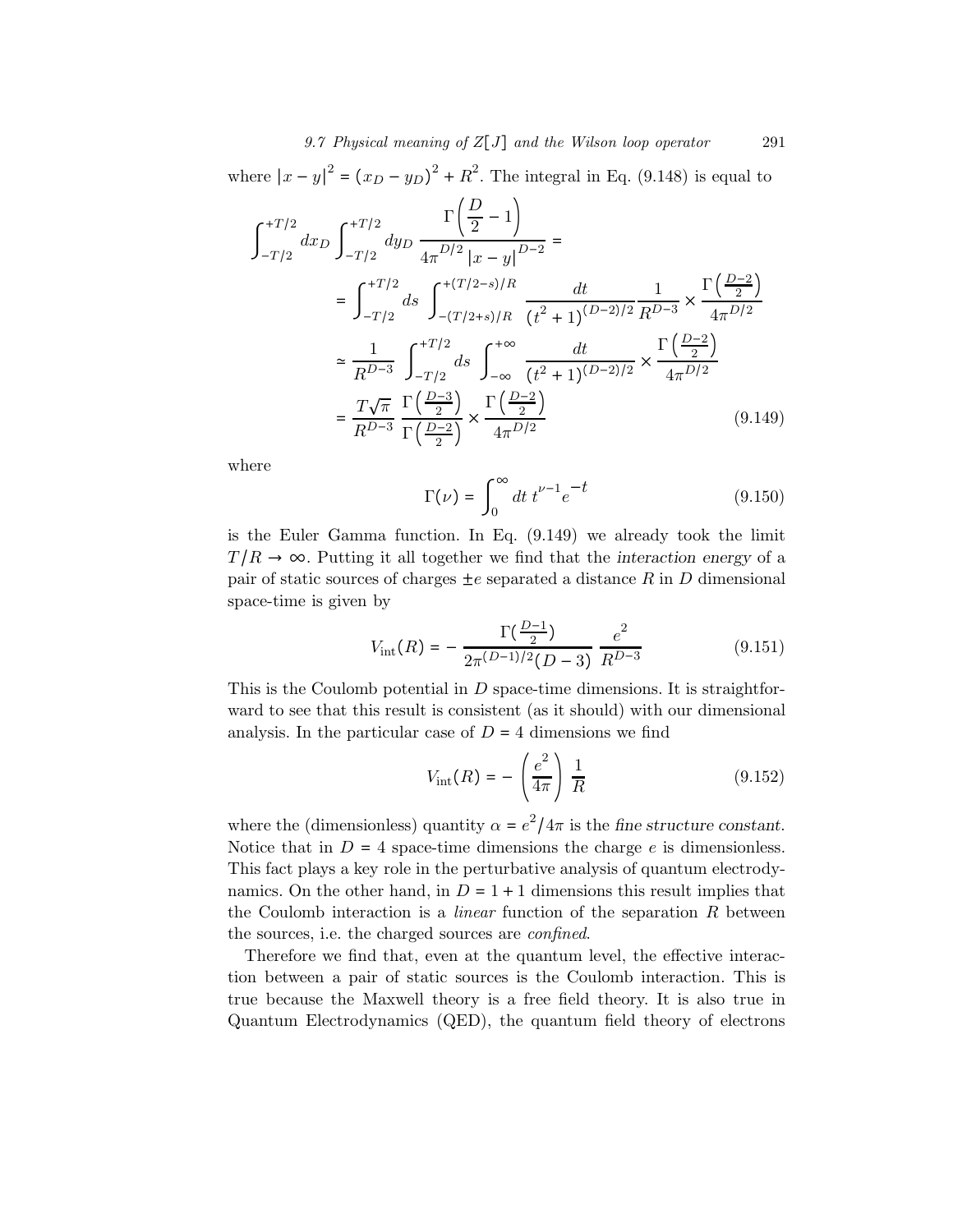where $|x - y|^2 = (x_D - y_D)^2 + R^2$. The integral in Eq. (9.148) is equal to

$$
\begin{aligned}
\int_{-T/2}^{+T/2} dx_D \int_{-T/2}^{+T/2} dy_D \; \frac{\Gamma\left(\dfrac{D}{2} - 1\right)}{4\pi^{D/2} \left|x - y\right|^{D-2}} &= \\
&= \int_{-T/2}^{+T/2} ds \int_{-(T/2+s)/R}^{+(T/2-s)/R} \frac{dt}{(t^2+1)^{(D-2)/2}} \frac{1}{R^{D-3}} \times \frac{\Gamma\left(\frac{D-2}{2}\right)}{4\pi^{D/2}} \\
&\simeq \frac{1}{R^{D-3}} \int_{-T/2}^{+T/2} ds \int_{-\infty}^{+\infty} \frac{dt}{(t^2+1)^{(D-2)/2}} \times \frac{\Gamma\left(\frac{D-2}{2}\right)}{4\pi^{D/2}} \\
&= \frac{T\sqrt{\pi}}{R^{D-3}} \frac{\Gamma\left(\frac{D-3}{2}\right)}{\Gamma\left(\frac{D-2}{2}\right)} \times \frac{\Gamma\left(\frac{D-2}{2}\right)}{4\pi^{D/2}}
\end{aligned}
\tag{9.149}
$$

where

$$
\Gamma(\nu) = \int_0^\infty dt \, t^{\nu-1} e^{-t} \tag{9.150}
$$

is the Euler Gamma function. In Eq. (9.149) we already took the limit $T/R \to \infty$. Putting it all together we find that the *interaction energy* of a pair of static sources of charges $\pm e$ separated a distance $R$ in $D$ dimensional space-time is given by

$$
V_{\text{int}}(R) = -\frac{\Gamma(\frac{D-1}{2})}{2\pi^{(D-1)/2}(D-3)} \frac{e^2}{R^{D-3}} \tag{9.151}
$$

This is the Coulomb potential in $D$ space-time dimensions. It is straightforward to see that this result is consistent (as it should) with our dimensional analysis. In the particular case of $D = 4$ dimensions we find

$$
V_{\text{int}}(R) = -\left(\frac{e^2}{4\pi}\right) \frac{1}{R} \tag{9.152}
$$

where the (dimensionless) quantity $\alpha = e^2/4\pi$ is the *fine structure constant*. Notice that in $D = 4$ space-time dimensions the charge $e$ is dimensionless. This fact plays a key role in the perturbative analysis of quantum electrodynamics. On the other hand, in $D = 1 + 1$ dimensions this result implies that the Coulomb interaction is a *linear* function of the separation $R$ between the sources, i.e. the charged sources are *confined*.

Therefore we find that, even at the quantum level, the effective interaction between a pair of static sources is the Coulomb interaction. This is true because the Maxwell theory is a free field theory. It is also true in Quantum Electrodynamics (QED), the quantum field theory of electrons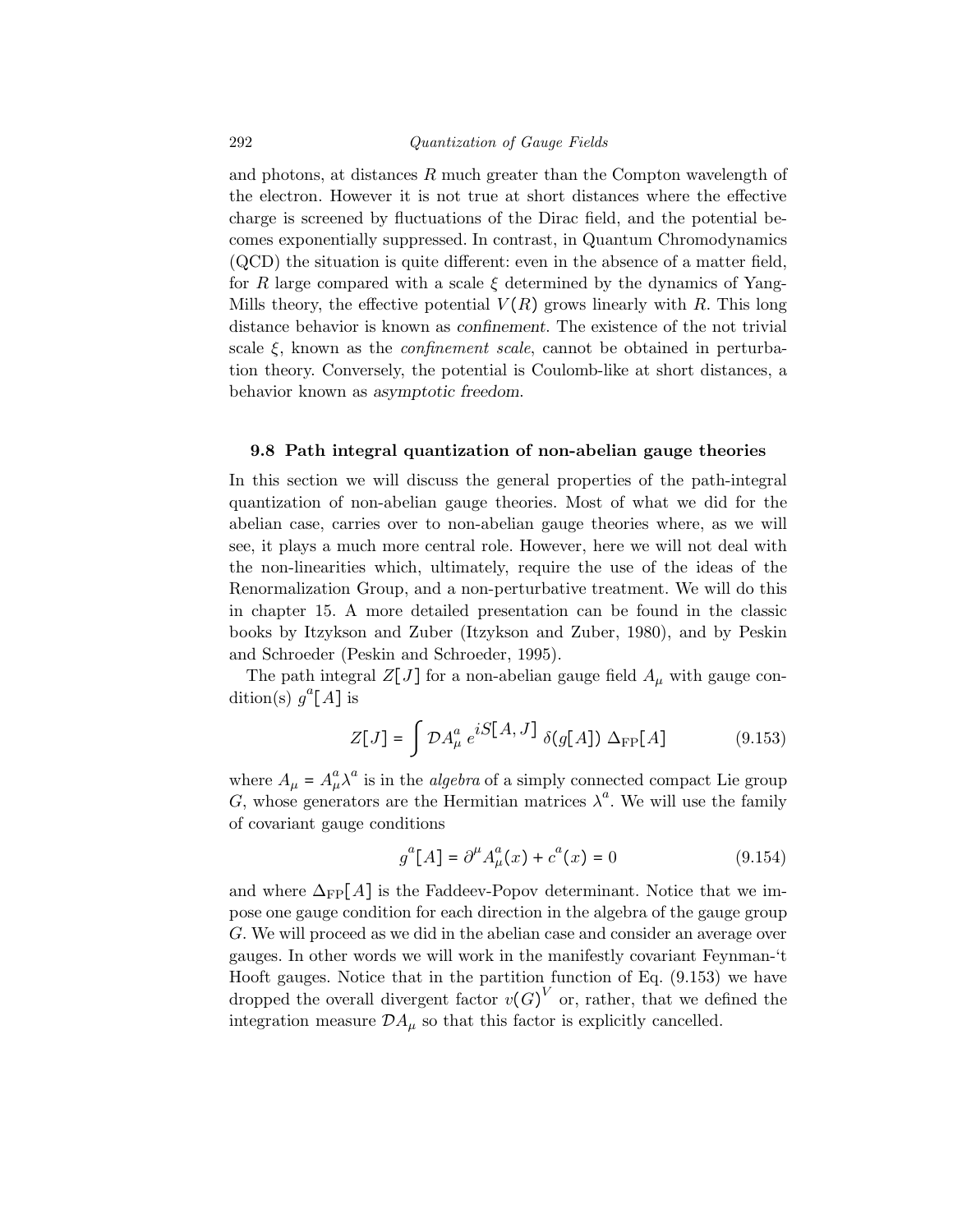and photons, at distances $R$ much greater than the Compton wavelength of the electron. However it is not true at short distances where the effective charge is screened by fluctuations of the Dirac field, and the potential becomes exponentially suppressed. In contrast, in Quantum Chromodynamics (QCD) the situation is quite different: even in the absence of a matter field, for $R$ large compared with a scale $\xi$ determined by the dynamics of Yang-Mills theory, the effective potential $V(R)$ grows linearly with $R$. This long distance behavior is known as *confinement*. The existence of the not trivial scale $\xi$, known as the *confinement scale*, cannot be obtained in perturbation theory. Conversely, the potential is Coulomb-like at short distances, a behavior known as *asymptotic freedom*.

## 9.8 Path integral quantization of non-abelian gauge theories

In this section we will discuss the general properties of the path-integral quantization of non-abelian gauge theories. Most of what we did for the abelian case, carries over to non-abelian gauge theories where, as we will see, it plays a much more central role. However, here we will not deal with the non-linearities which, ultimately, require the use of the ideas of the Renormalization Group, and a non-perturbative treatment. We will do this in chapter 15. A more detailed presentation can be found in the classic books by Itzykson and Zuber (Itzykson and Zuber, 1980), and by Peskin and Schroeder (Peskin and Schroeder, 1995).

The path integral $Z[J]$ for a non-abelian gauge field $A_\mu$ with gauge condition(s) $g^a[A]$ is

$$Z[J] = \int \mathcal{D}A_\mu^a \; e^{iS[A,J]} \; \delta(g[A]) \; \Delta_{\text{FP}}[A] \tag{9.153}$$

where $A_\mu = A_\mu^a \lambda^a$ is in the *algebra* of a simply connected compact Lie group $G$, whose generators are the Hermitian matrices $\lambda^a$. We will use the family of covariant gauge conditions

$$g^a[A] = \partial^\mu A_\mu^a(x) + c^a(x) = 0 \tag{9.154}$$

and where $\Delta_{\text{FP}}[A]$ is the Faddeev-Popov determinant. Notice that we impose one gauge condition for each direction in the algebra of the gauge group $G$. We will proceed as we did in the abelian case and consider an average over gauges. In other words we will work in the manifestly covariant Feynman-'t Hooft gauges. Notice that in the partition function of Eq. (9.153) we have dropped the overall divergent factor $v(G)^V$ or, rather, that we defined the integration measure $\mathcal{D}A_\mu$ so that this factor is explicitly cancelled.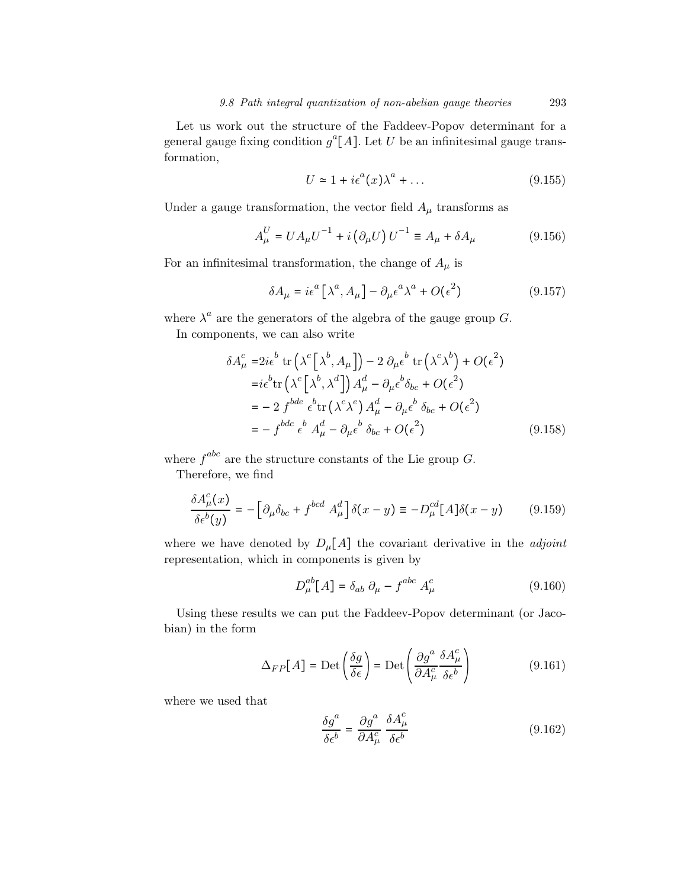Let us work out the structure of the Faddeev-Popov determinant for a general gauge fixing condition $g^a[A]$. Let $U$ be an infinitesimal gauge transformation,

$$U \simeq 1 + i\epsilon^a(x)\lambda^a + \ldots \tag{9.155}$$

Under a gauge transformation, the vector field $A_\mu$ transforms as

$$A_\mu^U = U A_\mu U^{-1} + i\left(\partial_\mu U\right)U^{-1} \equiv A_\mu + \delta A_\mu \tag{9.156}$$

For an infinitesimal transformation, the change of $A_\mu$ is

$$\delta A_\mu = i\epsilon^a\left[\lambda^a, A_\mu\right] - \partial_\mu \epsilon^a \lambda^a + O(\epsilon^2) \tag{9.157}$$

where $\lambda^a$ are the generators of the algebra of the gauge group $G$.

In components, we can also write

$$\begin{aligned}
\delta A_\mu^c =& 2i\epsilon^b \operatorname{tr}\left(\lambda^c\left[\lambda^b, A_\mu\right]\right) - 2\,\partial_\mu\epsilon^b \operatorname{tr}\left(\lambda^c\lambda^b\right) + O(\epsilon^2) \\
=& i\epsilon^b \operatorname{tr}\left(\lambda^c\left[\lambda^b, \lambda^d\right]\right) A_\mu^d - \partial_\mu\epsilon^b \delta_{bc} + O(\epsilon^2) \\
=& -2\, f^{bde}\,\epsilon^b \operatorname{tr}\left(\lambda^c\lambda^e\right) A_\mu^d - \partial_\mu\epsilon^b\,\delta_{bc} + O(\epsilon^2) \\
=& -f^{bdc}\,\epsilon^b\,A_\mu^d - \partial_\mu\epsilon^b\,\delta_{bc} + O(\epsilon^2)
\end{aligned} \tag{9.158}$$

where $f^{abc}$ are the structure constants of the Lie group $G$.

Therefore, we find

$$\frac{\delta A_\mu^c(x)}{\delta\epsilon^b(y)} = -\left[\partial_\mu\delta_{bc} + f^{bcd}\,A_\mu^d\right]\delta(x-y) \equiv -D_\mu^{cd}[A]\delta(x-y) \tag{9.159}$$

where we have denoted by $D_\mu[A]$ the covariant derivative in the *adjoint* representation, which in components is given by

$$D_\mu^{ab}[A] = \delta_{ab}\,\partial_\mu - f^{abc}\,A_\mu^c \tag{9.160}$$

Using these results we can put the Faddeev-Popov determinant (or Jacobian) in the form

$$\Delta_{FP}[A] = \operatorname{Det}\left(\frac{\delta g}{\delta\epsilon}\right) = \operatorname{Det}\left(\frac{\partial g^a}{\partial A_\mu^c}\frac{\delta A_\mu^c}{\delta\epsilon^b}\right) \tag{9.161}$$

where we used that

$$\frac{\delta g^a}{\delta\epsilon^b} = \frac{\partial g^a}{\partial A_\mu^c}\,\frac{\delta A_\mu^c}{\delta\epsilon^b} \tag{9.162}$$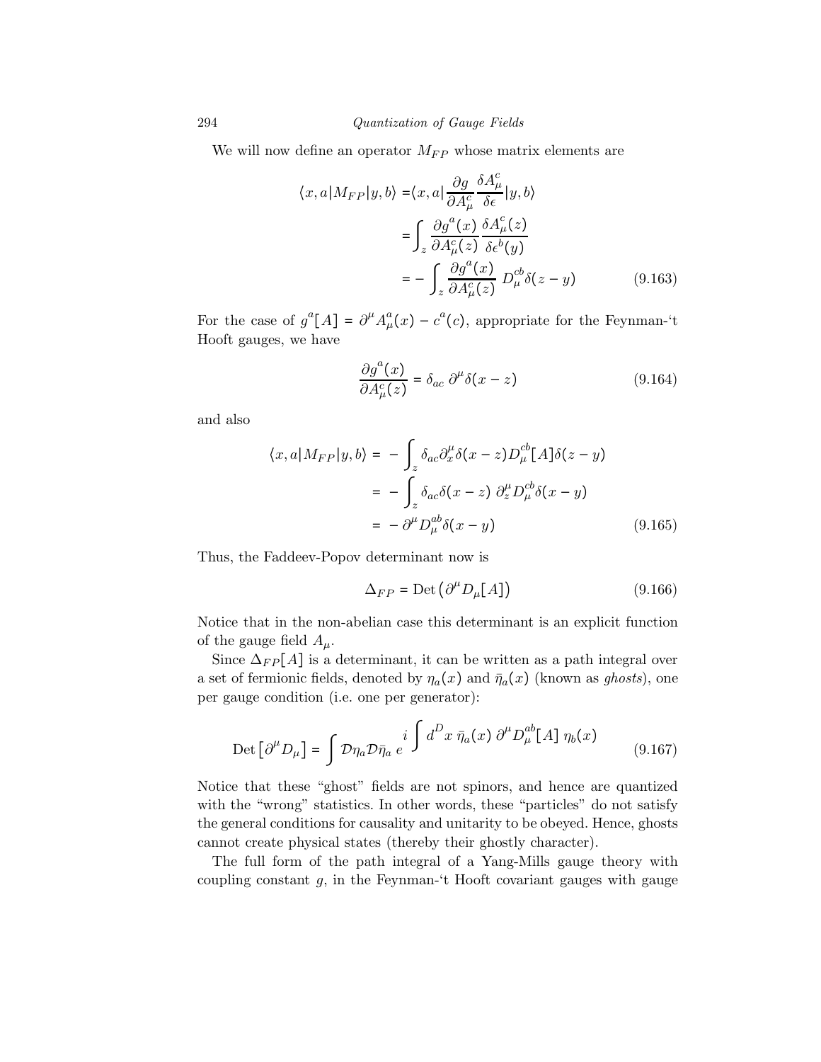We will now define an operator $M_{FP}$ whose matrix elements are

$$
\begin{aligned}
\langle x, a | M_{FP} | y, b \rangle =& \langle x, a | \frac{\partial g}{\partial A_\mu^c} \frac{\delta A_\mu^c}{\delta \epsilon} | y, b \rangle \\
=& \int_z \frac{\partial g^a(x)}{\partial A_\mu^c(z)} \frac{\delta A_\mu^c(z)}{\delta \epsilon^b(y)} \\
=& - \int_z \frac{\partial g^a(x)}{\partial A_\mu^c(z)} \, D_\mu^{cb} \delta(z - y)
\end{aligned}
\tag{9.163}
$$

For the case of $g^a[A] = \partial^\mu A_\mu^a(x) - c^a(c)$, appropriate for the Feynman-'t Hooft gauges, we have

$$
\frac{\partial g^a(x)}{\partial A_\mu^c(z)} = \delta_{ac} \, \partial^\mu \delta(x - z)
\tag{9.164}
$$

and also

$$
\begin{aligned}
\langle x, a | M_{FP} | y, b \rangle =& - \int_z \delta_{ac} \partial_x^\mu \delta(x - z) D_\mu^{cb}[A] \delta(z - y) \\
=& - \int_z \delta_{ac} \delta(x - z) \, \partial_z^\mu D_\mu^{cb} \delta(x - y) \\
=& - \partial^\mu D_\mu^{ab} \delta(x - y)
\end{aligned}
\tag{9.165}
$$

Thus, the Faddeev-Popov determinant now is

$$
\Delta_{FP} = \operatorname{Det}\left( \partial^\mu D_\mu[A] \right)
\tag{9.166}
$$

Notice that in the non-abelian case this determinant is an explicit function of the gauge field $A_\mu$.

Since $\Delta_{FP}[A]$ is a determinant, it can be written as a path integral over a set of fermionic fields, denoted by $\eta_a(x)$ and $\bar{\eta}_a(x)$ (known as *ghosts*), one per gauge condition (i.e. one per generator):

$$
\operatorname{Det}\left[ \partial^\mu D_\mu \right] = \int \mathcal{D}\eta_a \mathcal{D}\bar{\eta}_a \, e^{\displaystyle i \int d^D x \, \bar{\eta}_a(x) \, \partial^\mu D_\mu^{ab}[A] \, \eta_b(x)}
\tag{9.167}
$$

Notice that these "ghost" fields are not spinors, and hence are quantized with the "wrong" statistics. In other words, these "particles" do not satisfy the general conditions for causality and unitarity to be obeyed. Hence, ghosts cannot create physical states (thereby their ghostly character).

The full form of the path integral of a Yang-Mills gauge theory with coupling constant $g$, in the Feynman-'t Hooft covariant gauges with gauge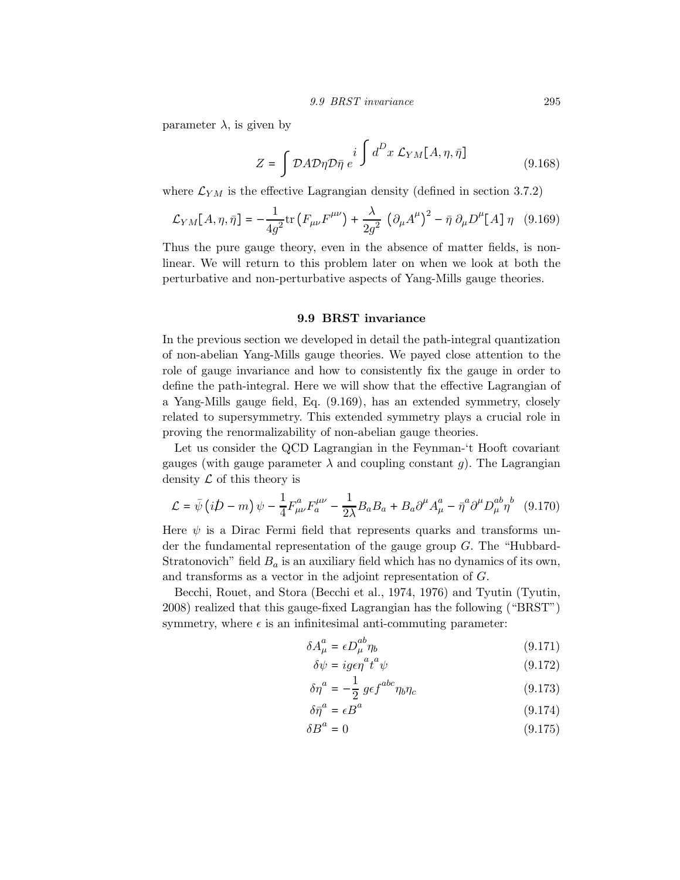parameter $\lambda$, is given by

$$Z = \int \mathcal{D}A\mathcal{D}\eta\mathcal{D}\bar{\eta}\; e^{i\int d^D x\; \mathcal{L}_{YM}[A,\eta,\bar{\eta}]} \tag{9.168}$$

where $\mathcal{L}_{YM}$ is the effective Lagrangian density (defined in section 3.7.2)

$$\mathcal{L}_{YM}[A,\eta,\bar{\eta}] = -\frac{1}{4g^2}\text{tr}\left(F_{\mu\nu}F^{\mu\nu}\right) + \frac{\lambda}{2g^2}\,\left(\partial_\mu A^\mu\right)^2 - \bar{\eta}\,\partial_\mu D^\mu[A]\,\eta \tag{9.169}$$

Thus the pure gauge theory, even in the absence of matter fields, is non-linear. We will return to this problem later on when we look at both the perturbative and non-perturbative aspects of Yang-Mills gauge theories.

## 9.9 BRST invariance

In the previous section we developed in detail the path-integral quantization of non-abelian Yang-Mills gauge theories. We payed close attention to the role of gauge invariance and how to consistently fix the gauge in order to define the path-integral. Here we will show that the effective Lagrangian of a Yang-Mills gauge field, Eq. (9.169), has an extended symmetry, closely related to supersymmetry. This extended symmetry plays a crucial role in proving the renormalizability of non-abelian gauge theories.

Let us consider the QCD Lagrangian in the Feynman-'t Hooft covariant gauges (with gauge parameter $\lambda$ and coupling constant $g$). The Lagrangian density $\mathcal{L}$ of this theory is

$$\mathcal{L} = \bar{\psi}\left(i\not{D} - m\right)\psi - \frac{1}{4}F^a_{\mu\nu}F_a^{\mu\nu} - \frac{1}{2\lambda}B_a B_a + B_a\partial^\mu A^a_\mu - \bar{\eta}^a\partial^\mu D^{ab}_\mu \eta^b \tag{9.170}$$

Here $\psi$ is a Dirac Fermi field that represents quarks and transforms under the fundamental representation of the gauge group $G$. The "Hubbard-Stratonovich" field $B_a$ is an auxiliary field which has no dynamics of its own, and transforms as a vector in the adjoint representation of $G$.

Becchi, Rouet, and Stora (Becchi et al., 1974, 1976) and Tyutin (Tyutin, 2008) realized that this gauge-fixed Lagrangian has the following ("BRST") symmetry, where $\epsilon$ is an infinitesimal anti-commuting parameter:

$$\delta A^a_\mu = \epsilon D^{ab}_\mu \eta_b \tag{9.171}$$

$$\delta\psi = ig\epsilon\eta^a t^a \psi \tag{9.172}$$

$$\delta\eta^a = -\frac{1}{2}\,g\epsilon f^{abc}\eta_b\eta_c \tag{9.173}$$

$$\delta\bar{\eta}^a = \epsilon B^a \tag{9.174}$$

$$\delta B^a = 0 \tag{9.175}$$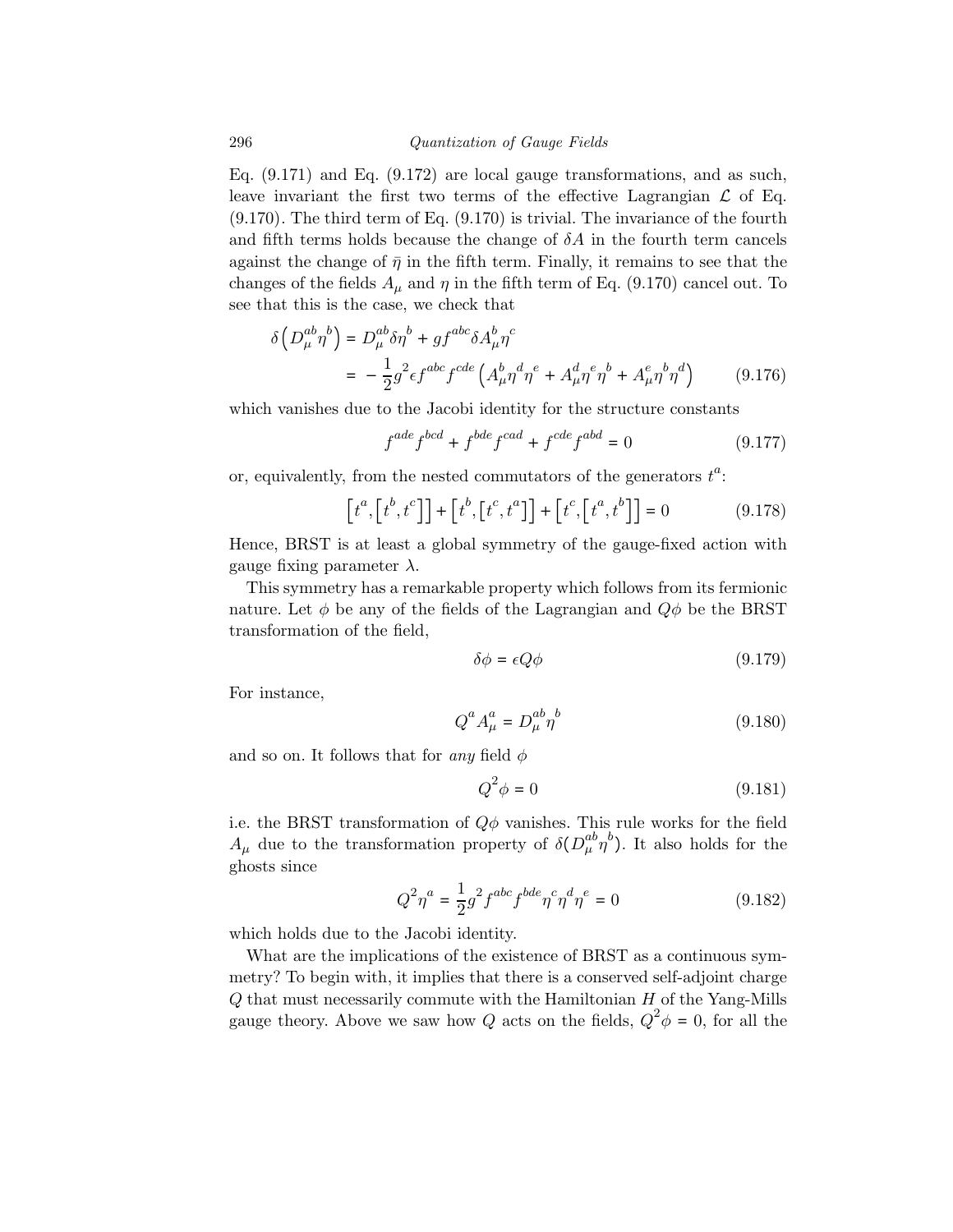Eq. (9.171) and Eq. (9.172) are local gauge transformations, and as such, leave invariant the first two terms of the effective Lagrangian $\mathcal{L}$ of Eq. (9.170). The third term of Eq. (9.170) is trivial. The invariance of the fourth and fifth terms holds because the change of $\delta A$ in the fourth term cancels against the change of $\bar{\eta}$ in the fifth term. Finally, it remains to see that the changes of the fields $A_\mu$ and $\eta$ in the fifth term of Eq. (9.170) cancel out. To see that this is the case, we check that

$$
\begin{aligned}
\delta\left(D_\mu^{ab}\eta^b\right) &= D_\mu^{ab}\delta\eta^b + gf^{abc}\delta A_\mu^b\eta^c \\
&= -\frac{1}{2}g^2\epsilon f^{abc}f^{cde}\left(A_\mu^b\eta^d\eta^e + A_\mu^d\eta^e\eta^b + A_\mu^e\eta^b\eta^d\right)
\end{aligned} \tag{9.176}
$$

which vanishes due to the Jacobi identity for the structure constants

$$
f^{ade}f^{bcd} + f^{bde}f^{cad} + f^{cde}f^{abd} = 0 \tag{9.177}
$$

or, equivalently, from the nested commutators of the generators $t^a$:

$$
\left[t^a,\left[t^b,t^c\right]\right] + \left[t^b,\left[t^c,t^a\right]\right] + \left[t^c,\left[t^a,t^b\right]\right] = 0 \tag{9.178}
$$

Hence, BRST is at least a global symmetry of the gauge-fixed action with gauge fixing parameter $\lambda$.

This symmetry has a remarkable property which follows from its fermionic nature. Let $\phi$ be any of the fields of the Lagrangian and $Q\phi$ be the BRST transformation of the field,

$$
\delta\phi = \epsilon Q\phi \tag{9.179}
$$

For instance,

$$
Q^a A_\mu^a = D_\mu^{ab}\eta^b \tag{9.180}
$$

and so on. It follows that for *any* field $\phi$

$$
Q^2\phi = 0 \tag{9.181}
$$

i.e. the BRST transformation of $Q\phi$ vanishes. This rule works for the field $A_\mu$ due to the transformation property of $\delta(D_\mu^{ab}\eta^b)$. It also holds for the ghosts since

$$
Q^2\eta^a = \frac{1}{2}g^2 f^{abc}f^{bde}\eta^c\eta^d\eta^e = 0 \tag{9.182}
$$

which holds due to the Jacobi identity.

What are the implications of the existence of BRST as a continuous symmetry? To begin with, it implies that there is a conserved self-adjoint charge $Q$ that must necessarily commute with the Hamiltonian $H$ of the Yang-Mills gauge theory. Above we saw how $Q$ acts on the fields, $Q^2\phi = 0$, for all the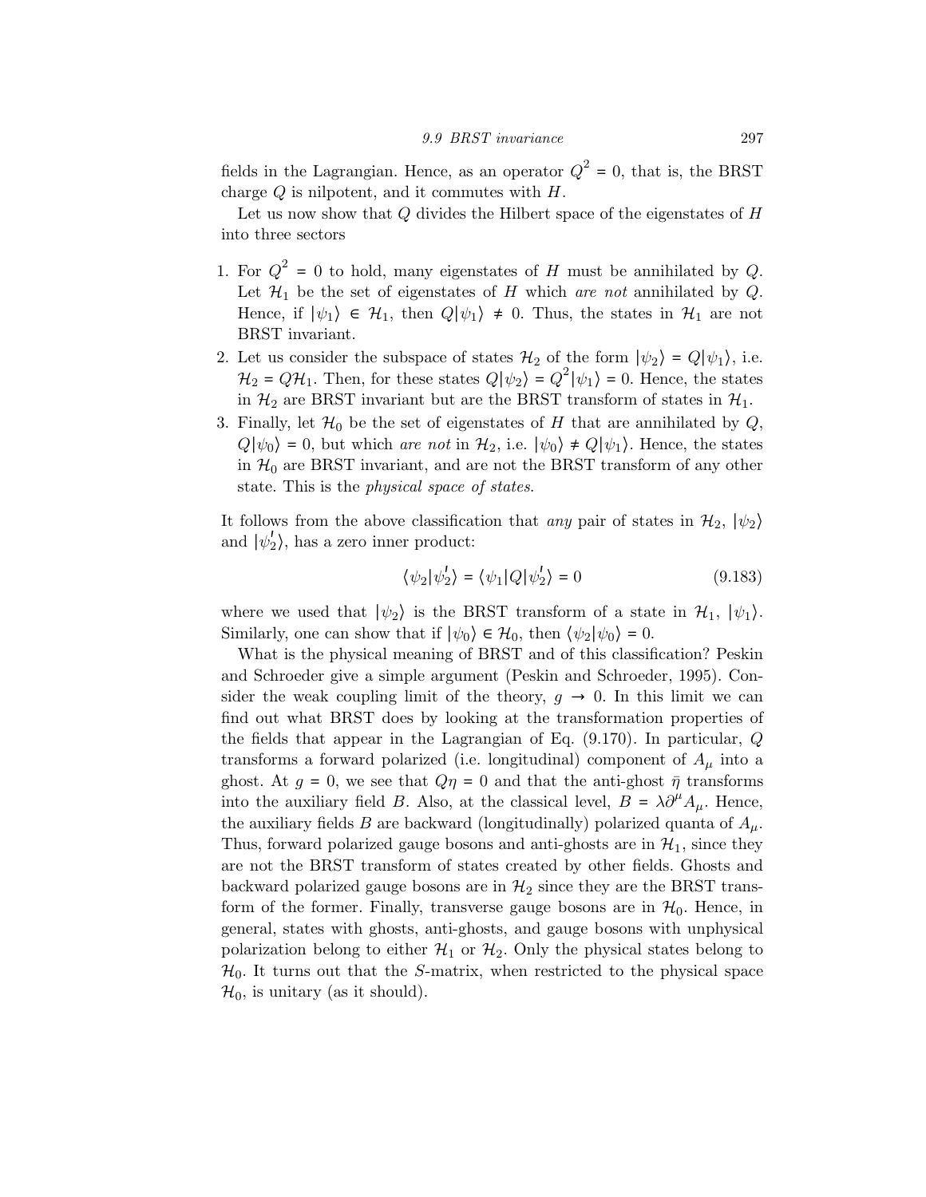fields in the Lagrangian. Hence, as an operator $Q^2 = 0$, that is, the BRST charge $Q$ is nilpotent, and it commutes with $H$.

Let us now show that $Q$ divides the Hilbert space of the eigenstates of $H$ into three sectors

1. For $Q^2 = 0$ to hold, many eigenstates of $H$ must be annihilated by $Q$. Let $\mathcal{H}_1$ be the set of eigenstates of $H$ which *are not* annihilated by $Q$. Hence, if $|\psi_1\rangle \in \mathcal{H}_1$, then $Q|\psi_1\rangle \neq 0$. Thus, the states in $\mathcal{H}_1$ are not BRST invariant.
2. Let us consider the subspace of states $\mathcal{H}_2$ of the form $|\psi_2\rangle = Q|\psi_1\rangle$, i.e. $\mathcal{H}_2 = Q\mathcal{H}_1$. Then, for these states $Q|\psi_2\rangle = Q^2|\psi_1\rangle = 0$. Hence, the states in $\mathcal{H}_2$ are BRST invariant but are the BRST transform of states in $\mathcal{H}_1$.
3. Finally, let $\mathcal{H}_0$ be the set of eigenstates of $H$ that are annihilated by $Q$, $Q|\psi_0\rangle = 0$, but which *are not* in $\mathcal{H}_2$, i.e. $|\psi_0\rangle \neq Q|\psi_1\rangle$. Hence, the states in $\mathcal{H}_0$ are BRST invariant, and are not the BRST transform of any other state. This is the *physical space of states*.

It follows from the above classification that *any* pair of states in $\mathcal{H}_2$, $|\psi_2\rangle$ and $|\psi_2'\rangle$, has a zero inner product:

$$\langle\psi_2|\psi_2'\rangle = \langle\psi_1|Q|\psi_2'\rangle = 0 \tag{9.183}$$

where we used that $|\psi_2\rangle$ is the BRST transform of a state in $\mathcal{H}_1$, $|\psi_1\rangle$. Similarly, one can show that if $|\psi_0\rangle \in \mathcal{H}_0$, then $\langle\psi_2|\psi_0\rangle = 0$.

What is the physical meaning of BRST and of this classification? Peskin and Schroeder give a simple argument (Peskin and Schroeder, 1995). Consider the weak coupling limit of the theory, $g \to 0$. In this limit we can find out what BRST does by looking at the transformation properties of the fields that appear in the Lagrangian of Eq. (9.170). In particular, $Q$ transforms a forward polarized (i.e. longitudinal) component of $A_\mu$ into a ghost. At $g = 0$, we see that $Q\eta = 0$ and that the anti-ghost $\bar{\eta}$ transforms into the auxiliary field $B$. Also, at the classical level, $B = \lambda\partial^\mu A_\mu$. Hence, the auxiliary fields $B$ are backward (longitudinally) polarized quanta of $A_\mu$. Thus, forward polarized gauge bosons and anti-ghosts are in $\mathcal{H}_1$, since they are not the BRST transform of states created by other fields. Ghosts and backward polarized gauge bosons are in $\mathcal{H}_2$ since they are the BRST transform of the former. Finally, transverse gauge bosons are in $\mathcal{H}_0$. Hence, in general, states with ghosts, anti-ghosts, and gauge bosons with unphysical polarization belong to either $\mathcal{H}_1$ or $\mathcal{H}_2$. Only the physical states belong to $\mathcal{H}_0$. It turns out that the $S$-matrix, when restricted to the physical space $\mathcal{H}_0$, is unitary (as it should).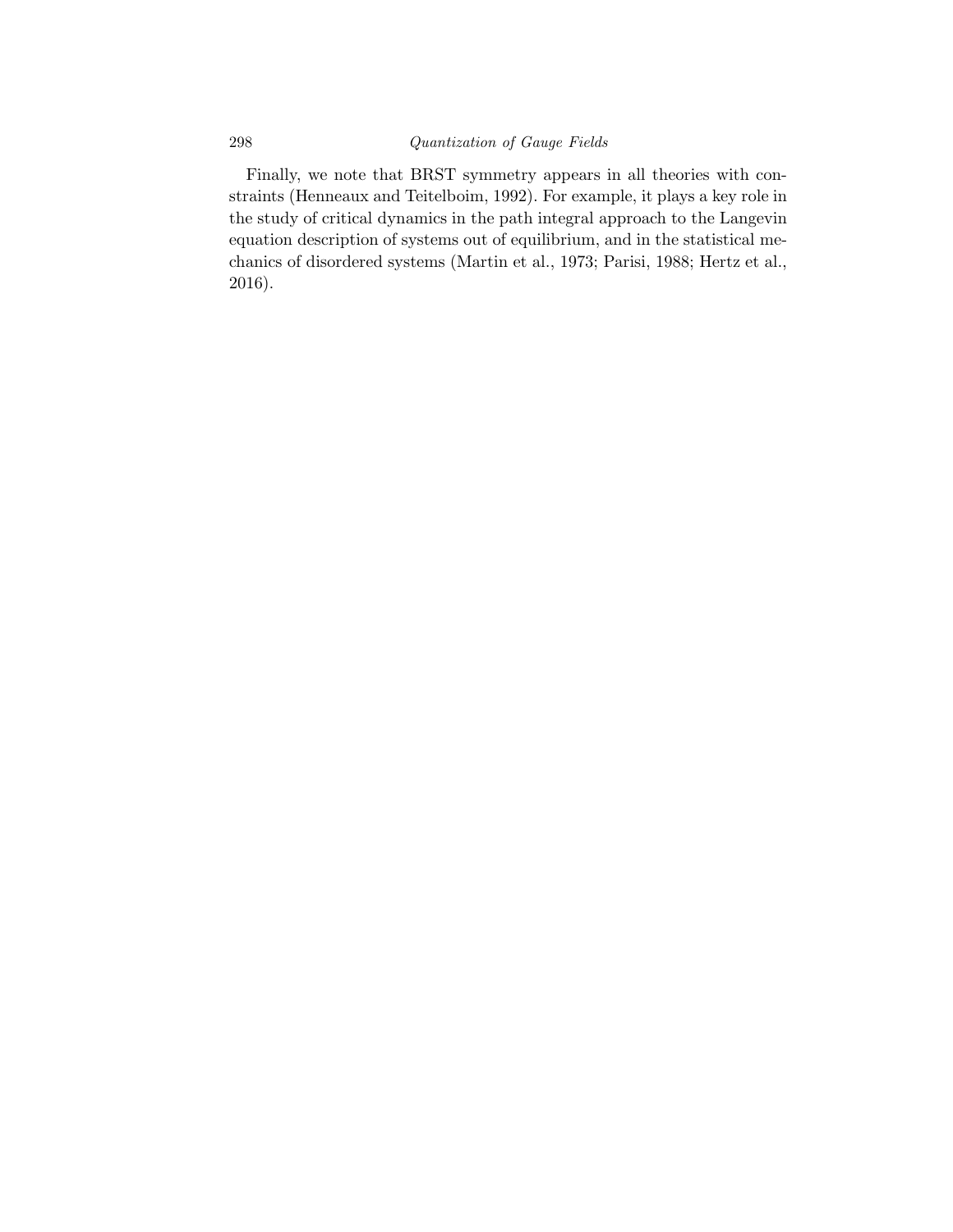Finally, we note that BRST symmetry appears in all theories with constraints (Henneaux and Teitelboim, 1992). For example, it plays a key role in the study of critical dynamics in the path integral approach to the Langevin equation description of systems out of equilibrium, and in the statistical mechanics of disordered systems (Martin et al., 1973; Parisi, 1988; Hertz et al., 2016).